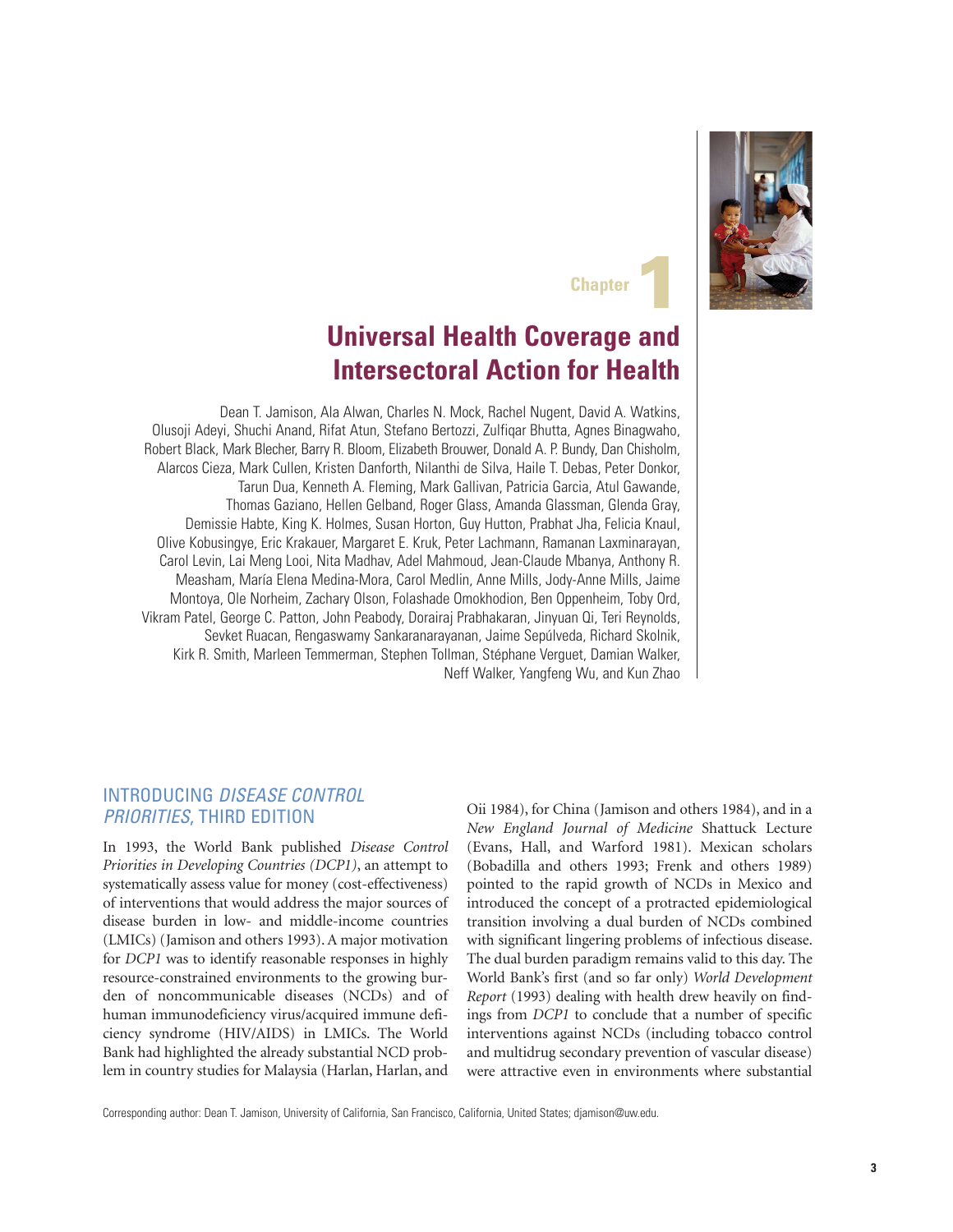Chapter 1

# Universal Health Coverage and Intersectoral Action for Health

Dean T. Jamison, Ala Alwan, Charles N. Mock, Rachel Nugent, David A. Watkins, Olusoji Adeyi, Shuchi Anand, Rifat Atun, Stefano Bertozzi, Zulfiqar Bhutta, Agnes Binagwaho, Robert Black, Mark Blecher, Barry R. Bloom, Elizabeth Brouwer, Donald A. P. Bundy, Dan Chisholm, Alarcos Cieza, Mark Cullen, Kristen Danforth, Nilanthi de Silva, Haile T. Debas, Peter Donkor, Tarun Dua, Kenneth A. Fleming, Mark Gallivan, Patricia Garcia, Atul Gawande, Thomas Gaziano, Hellen Gelband, Roger Glass, Amanda Glassman, Glenda Gray, Demissie Habte, King K. Holmes, Susan Horton, Guy Hutton, Prabhat Jha, Felicia Knaul, Olive Kobusingye, Eric Krakauer, Margaret E. Kruk, Peter Lachmann, Ramanan Laxminarayan, Carol Levin, Lai Meng Looi, Nita Madhav, Adel Mahmoud, Jean-Claude Mbanya, Anthony R. Measham, María Elena Medina-Mora, Carol Medlin, Anne Mills, Jody-Anne Mills, Jaime Montoya, Ole Norheim, Zachary Olson, Folashade Omokhodion, Ben Oppenheim, Toby Ord, Vikram Patel, George C. Patton, John Peabody, Dorairaj Prabhakaran, Jinyuan Qi, Teri Reynolds, Sevket Ruacan, Rengaswamy Sankaranarayanan, Jaime Sepúlveda, Richard Skolnik, Kirk R. Smith, Marleen Temmerman, Stephen Tollman, Stéphane Verguet, Damian Walker, Neff Walker, Yangfeng Wu, and Kun Zhao

## INTRODUCING *DISEASE CONTROL PRIORITIES*, THIRD EDITION

In 1993, the World Bank published *Disease Control Priorities in Developing Countries (DCP1)*, an attempt to systematically assess value for money (cost-effectiveness) of interventions that would address the major sources of disease burden in low- and middle-income countries (LMICs) (Jamison and others 1993). A major motivation for *DCP1* was to identify reasonable responses in highly resource-constrained environments to the growing burden of noncommunicable diseases (NCDs) and of human immunodeficiency virus/acquired immune deficiency syndrome (HIV/AIDS) in LMICs. The World Bank had highlighted the already substantial NCD problem in country studies for Malaysia (Harlan, Harlan, and Oii 1984), for China (Jamison and others 1984), and in a *New England Journal of Medicine* Shattuck Lecture (Evans, Hall, and Warford 1981). Mexican scholars (Bobadilla and others 1993; Frenk and others 1989) pointed to the rapid growth of NCDs in Mexico and introduced the concept of a protracted epidemiological transition involving a dual burden of NCDs combined with significant lingering problems of infectious disease. The dual burden paradigm remains valid to this day. The World Bank's first (and so far only) *World Development Report* (1993) dealing with health drew heavily on findings from *DCP1* to conclude that a number of specific interventions against NCDs (including tobacco control and multidrug secondary prevention of vascular disease) were attractive even in environments where substantial

Corresponding author: Dean T. Jamison, University of California, San Francisco, California, United States; djamison@uw.edu.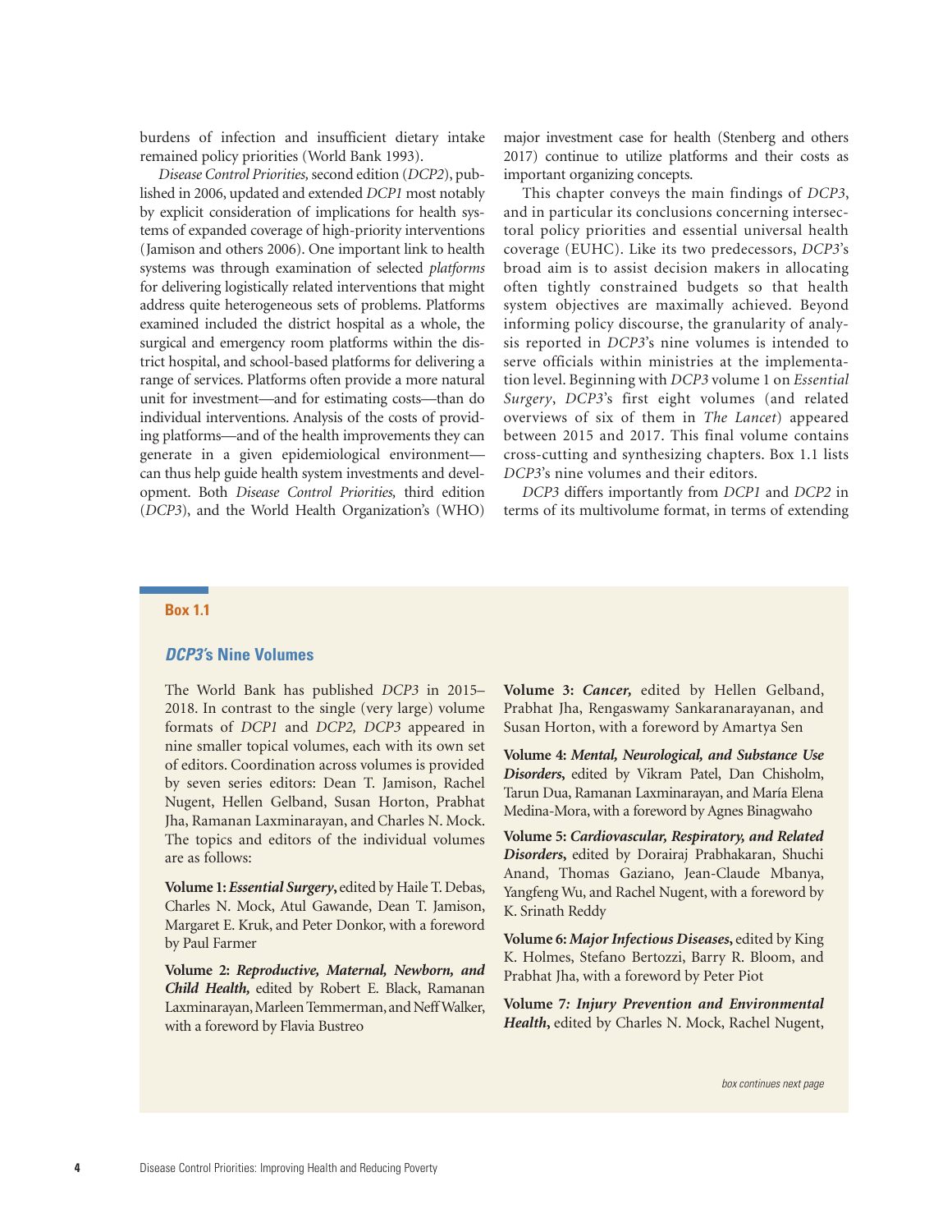burdens of infection and insufficient dietary intake remained policy priorities (World Bank 1993).

*Disease Control Priorities,* second edition (*DCP2*), published in 2006, updated and extended *DCP1* most notably by explicit consideration of implications for health systems of expanded coverage of high-priority interventions (Jamison and others 2006). One important link to health systems was through examination of selected *platforms* for delivering logistically related interventions that might address quite heterogeneous sets of problems. Platforms examined included the district hospital as a whole, the surgical and emergency room platforms within the district hospital, and school-based platforms for delivering a range of services. Platforms often provide a more natural unit for investment—and for estimating costs—than do individual interventions. Analysis of the costs of providing platforms—and of the health improvements they can generate in a given epidemiological environment—can thus help guide health system investments and development. Both *Disease Control Priorities,* third edition (*DCP3*), and the World Health Organization's (WHO) major investment case for health (Stenberg and others 2017) continue to utilize platforms and their costs as important organizing concepts.

This chapter conveys the main findings of *DCP3*, and in particular its conclusions concerning intersectoral policy priorities and essential universal health coverage (EUHC). Like its two predecessors, *DCP3*'s broad aim is to assist decision makers in allocating often tightly constrained budgets so that health system objectives are maximally achieved. Beyond informing policy discourse, the granularity of analysis reported in *DCP3*'s nine volumes is intended to serve officials within ministries at the implementation level. Beginning with *DCP3* volume 1 on *Essential Surgery*, *DCP3*'s first eight volumes (and related overviews of six of them in *The Lancet*) appeared between 2015 and 2017. This final volume contains cross-cutting and synthesizing chapters. Box 1.1 lists *DCP3*'s nine volumes and their editors.

*DCP3* differs importantly from *DCP1* and *DCP2* in terms of its multivolume format, in terms of extending

**Box 1.1**

### *DCP3*'s Nine Volumes

The World Bank has published *DCP3* in 2015–2018. In contrast to the single (very large) volume formats of *DCP1* and *DCP2, DCP3* appeared in nine smaller topical volumes, each with its own set of editors. Coordination across volumes is provided by seven series editors: Dean T. Jamison, Rachel Nugent, Hellen Gelband, Susan Horton, Prabhat Jha, Ramanan Laxminarayan, and Charles N. Mock. The topics and editors of the individual volumes are as follows:

**Volume 1:** ***Essential Surgery,*** edited by Haile T. Debas, Charles N. Mock, Atul Gawande, Dean T. Jamison, Margaret E. Kruk, and Peter Donkor, with a foreword by Paul Farmer

**Volume 2:** ***Reproductive, Maternal, Newborn, and Child Health,*** edited by Robert E. Black, Ramanan Laxminarayan, Marleen Temmerman, and Neff Walker, with a foreword by Flavia Bustreo

**Volume 3:** ***Cancer,*** edited by Hellen Gelband, Prabhat Jha, Rengaswamy Sankaranarayanan, and Susan Horton, with a foreword by Amartya Sen

**Volume 4:** ***Mental, Neurological, and Substance Use Disorders,*** edited by Vikram Patel, Dan Chisholm, Tarun Dua, Ramanan Laxminarayan, and María Elena Medina-Mora, with a foreword by Agnes Binagwaho

**Volume 5:** ***Cardiovascular, Respiratory, and Related Disorders,*** edited by Dorairaj Prabhakaran, Shuchi Anand, Thomas Gaziano, Jean-Claude Mbanya, Yangfeng Wu, and Rachel Nugent, with a foreword by K. Srinath Reddy

**Volume 6:** ***Major Infectious Diseases,*** edited by King K. Holmes, Stefano Bertozzi, Barry R. Bloom, and Prabhat Jha, with a foreword by Peter Piot

**Volume 7:** ***Injury Prevention and Environmental Health,*** edited by Charles N. Mock, Rachel Nugent,

*box continues next page*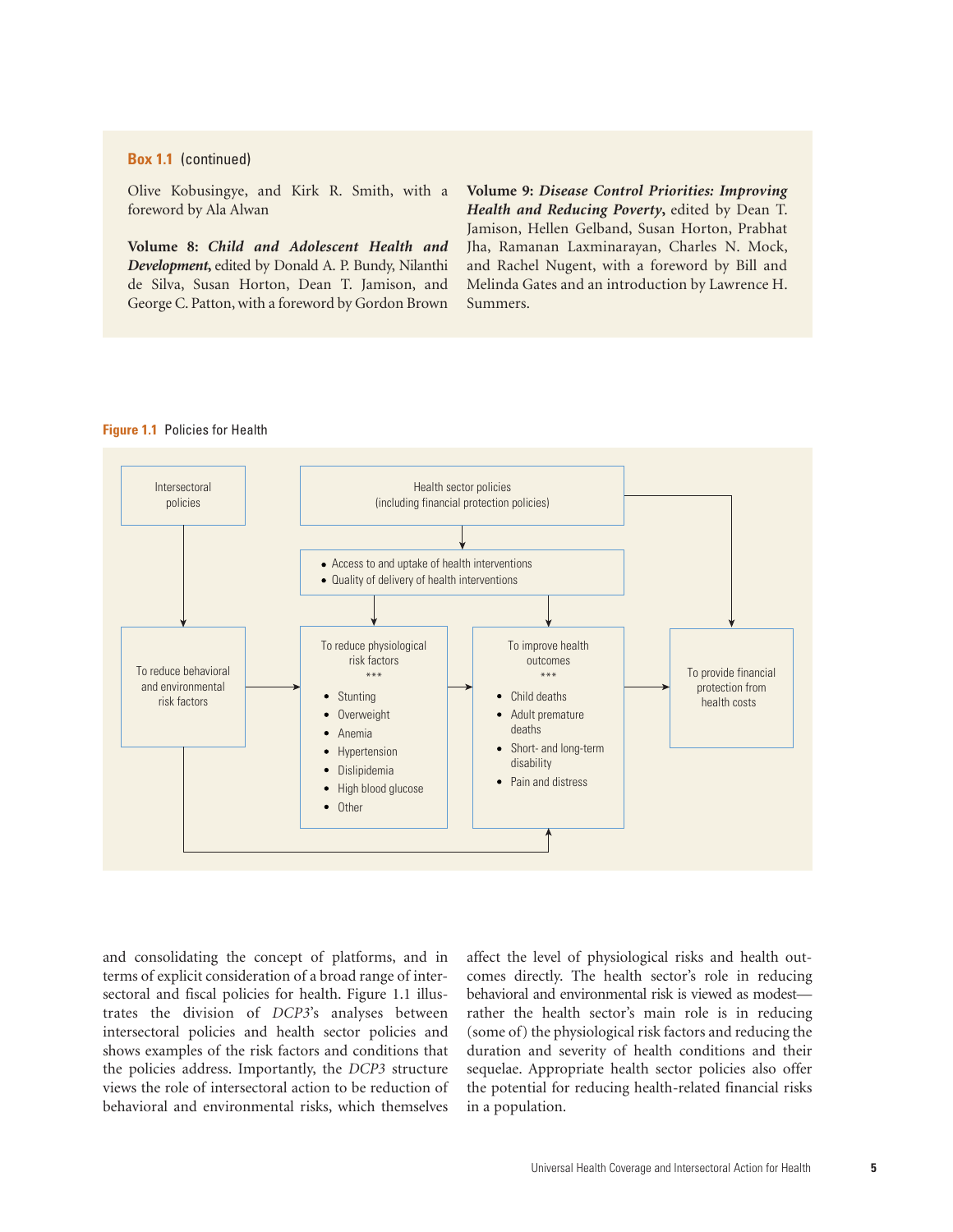**Box 1.1** (continued)

Olive Kobusingye, and Kirk R. Smith, with a foreword by Ala Alwan

**Volume 8: *Child and Adolescent Health and Development*,** edited by Donald A. P. Bundy, Nilanthi de Silva, Susan Horton, Dean T. Jamison, and George C. Patton, with a foreword by Gordon Brown

**Volume 9: *Disease Control Priorities: Improving Health and Reducing Poverty*,** edited by Dean T. Jamison, Hellen Gelband, Susan Horton, Prabhat Jha, Ramanan Laxminarayan, Charles N. Mock, and Rachel Nugent, with a foreword by Bill and Melinda Gates and an introduction by Lawrence H. Summers.

**Figure 1.1** Policies for Health

Intersectoral policies

Health sector policies (including financial protection policies)

- Access to and uptake of health interventions
- Quality of delivery of health interventions

To reduce behavioral and environmental risk factors

To reduce physiological risk factors
\*\*\*
- Stunting
- Overweight
- Anemia
- Hypertension
- Dislipidemia
- High blood glucose
- Other

To improve health outcomes
\*\*\*
- Child deaths
- Adult premature deaths
- Short- and long-term disability
- Pain and distress

To provide financial protection from health costs

and consolidating the concept of platforms, and in terms of explicit consideration of a broad range of intersectoral and fiscal policies for health. Figure 1.1 illustrates the division of *DCP3*'s analyses between intersectoral policies and health sector policies and shows examples of the risk factors and conditions that the policies address. Importantly, the *DCP3* structure views the role of intersectoral action to be reduction of behavioral and environmental risks, which themselves affect the level of physiological risks and health outcomes directly. The health sector's role in reducing behavioral and environmental risk is viewed as modest—rather the health sector's main role is in reducing (some of) the physiological risk factors and reducing the duration and severity of health conditions and their sequelae. Appropriate health sector policies also offer the potential for reducing health-related financial risks in a population.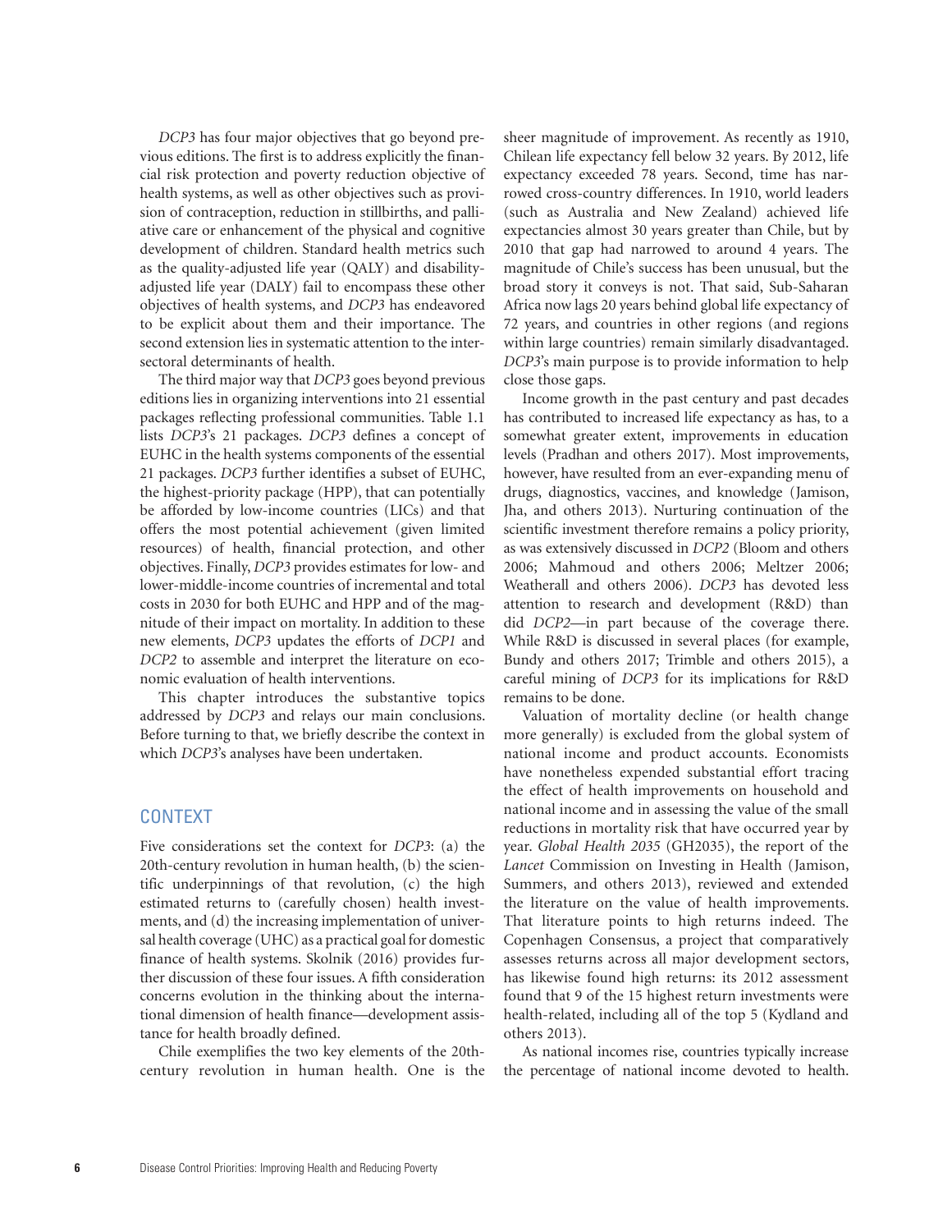*DCP3* has four major objectives that go beyond previous editions. The first is to address explicitly the financial risk protection and poverty reduction objective of health systems, as well as other objectives such as provision of contraception, reduction in stillbirths, and palliative care or enhancement of the physical and cognitive development of children. Standard health metrics such as the quality-adjusted life year (QALY) and disability-adjusted life year (DALY) fail to encompass these other objectives of health systems, and *DCP3* has endeavored to be explicit about them and their importance. The second extension lies in systematic attention to the intersectoral determinants of health.

The third major way that *DCP3* goes beyond previous editions lies in organizing interventions into 21 essential packages reflecting professional communities. Table 1.1 lists *DCP3*'s 21 packages. *DCP3* defines a concept of EUHC in the health systems components of the essential 21 packages. *DCP3* further identifies a subset of EUHC, the highest-priority package (HPP), that can potentially be afforded by low-income countries (LICs) and that offers the most potential achievement (given limited resources) of health, financial protection, and other objectives. Finally, *DCP3* provides estimates for low- and lower-middle-income countries of incremental and total costs in 2030 for both EUHC and HPP and of the magnitude of their impact on mortality. In addition to these new elements, *DCP3* updates the efforts of *DCP1* and *DCP2* to assemble and interpret the literature on economic evaluation of health interventions.

This chapter introduces the substantive topics addressed by *DCP3* and relays our main conclusions. Before turning to that, we briefly describe the context in which *DCP3*'s analyses have been undertaken.

## CONTEXT

Five considerations set the context for *DCP3*: (a) the 20th-century revolution in human health, (b) the scientific underpinnings of that revolution, (c) the high estimated returns to (carefully chosen) health investments, and (d) the increasing implementation of universal health coverage (UHC) as a practical goal for domestic finance of health systems. Skolnik (2016) provides further discussion of these four issues. A fifth consideration concerns evolution in the thinking about the international dimension of health finance—development assistance for health broadly defined.

Chile exemplifies the two key elements of the 20th-century revolution in human health. One is the sheer magnitude of improvement. As recently as 1910, Chilean life expectancy fell below 32 years. By 2012, life expectancy exceeded 78 years. Second, time has narrowed cross-country differences. In 1910, world leaders (such as Australia and New Zealand) achieved life expectancies almost 30 years greater than Chile, but by 2010 that gap had narrowed to around 4 years. The magnitude of Chile's success has been unusual, but the broad story it conveys is not. That said, Sub-Saharan Africa now lags 20 years behind global life expectancy of 72 years, and countries in other regions (and regions within large countries) remain similarly disadvantaged. *DCP3*'s main purpose is to provide information to help close those gaps.

Income growth in the past century and past decades has contributed to increased life expectancy as has, to a somewhat greater extent, improvements in education levels (Pradhan and others 2017). Most improvements, however, have resulted from an ever-expanding menu of drugs, diagnostics, vaccines, and knowledge (Jamison, Jha, and others 2013). Nurturing continuation of the scientific investment therefore remains a policy priority, as was extensively discussed in *DCP2* (Bloom and others 2006; Mahmoud and others 2006; Meltzer 2006; Weatherall and others 2006). *DCP3* has devoted less attention to research and development (R&D) than did *DCP2*—in part because of the coverage there. While R&D is discussed in several places (for example, Bundy and others 2017; Trimble and others 2015), a careful mining of *DCP3* for its implications for R&D remains to be done.

Valuation of mortality decline (or health change more generally) is excluded from the global system of national income and product accounts. Economists have nonetheless expended substantial effort tracing the effect of health improvements on household and national income and in assessing the value of the small reductions in mortality risk that have occurred year by year. *Global Health 2035* (GH2035), the report of the *Lancet* Commission on Investing in Health (Jamison, Summers, and others 2013), reviewed and extended the literature on the value of health improvements. That literature points to high returns indeed. The Copenhagen Consensus, a project that comparatively assesses returns across all major development sectors, has likewise found high returns: its 2012 assessment found that 9 of the 15 highest return investments were health-related, including all of the top 5 (Kydland and others 2013).

As national incomes rise, countries typically increase the percentage of national income devoted to health.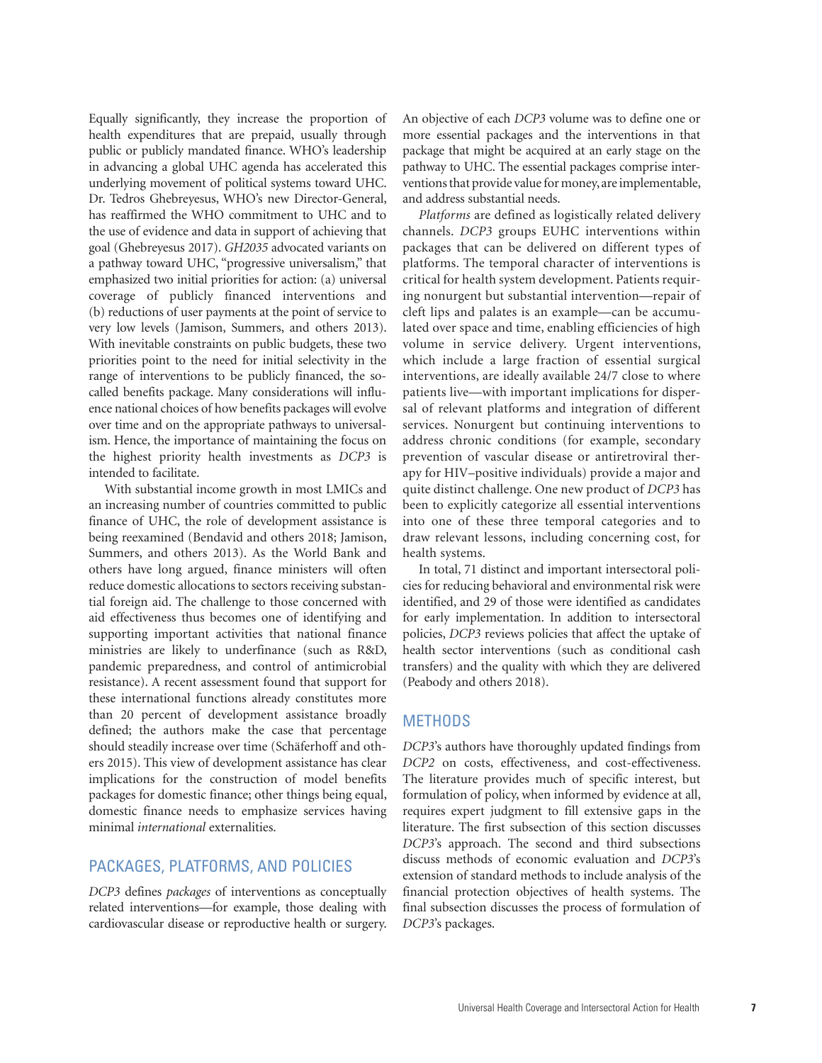Equally significantly, they increase the proportion of health expenditures that are prepaid, usually through public or publicly mandated finance. WHO's leadership in advancing a global UHC agenda has accelerated this underlying movement of political systems toward UHC. Dr. Tedros Ghebreyesus, WHO's new Director-General, has reaffirmed the WHO commitment to UHC and to the use of evidence and data in support of achieving that goal (Ghebreyesus 2017). *GH2035* advocated variants on a pathway toward UHC, "progressive universalism," that emphasized two initial priorities for action: (a) universal coverage of publicly financed interventions and (b) reductions of user payments at the point of service to very low levels (Jamison, Summers, and others 2013). With inevitable constraints on public budgets, these two priorities point to the need for initial selectivity in the range of interventions to be publicly financed, the so-called benefits package. Many considerations will influence national choices of how benefits packages will evolve over time and on the appropriate pathways to universalism. Hence, the importance of maintaining the focus on the highest priority health investments as *DCP3* is intended to facilitate.

With substantial income growth in most LMICs and an increasing number of countries committed to public finance of UHC, the role of development assistance is being reexamined (Bendavid and others 2018; Jamison, Summers, and others 2013). As the World Bank and others have long argued, finance ministers will often reduce domestic allocations to sectors receiving substantial foreign aid. The challenge to those concerned with aid effectiveness thus becomes one of identifying and supporting important activities that national finance ministries are likely to underfinance (such as R&D, pandemic preparedness, and control of antimicrobial resistance). A recent assessment found that support for these international functions already constitutes more than 20 percent of development assistance broadly defined; the authors make the case that percentage should steadily increase over time (Schäferhoff and others 2015). This view of development assistance has clear implications for the construction of model benefits packages for domestic finance; other things being equal, domestic finance needs to emphasize services having minimal *international* externalities.

## PACKAGES, PLATFORMS, AND POLICIES

*DCP3* defines *packages* of interventions as conceptually related interventions—for example, those dealing with cardiovascular disease or reproductive health or surgery. An objective of each *DCP3* volume was to define one or more essential packages and the interventions in that package that might be acquired at an early stage on the pathway to UHC. The essential packages comprise interventions that provide value for money, are implementable, and address substantial needs.

*Platforms* are defined as logistically related delivery channels. *DCP3* groups EUHC interventions within packages that can be delivered on different types of platforms. The temporal character of interventions is critical for health system development. Patients requiring nonurgent but substantial intervention—repair of cleft lips and palates is an example—can be accumulated over space and time, enabling efficiencies of high volume in service delivery. Urgent interventions, which include a large fraction of essential surgical interventions, are ideally available 24/7 close to where patients live—with important implications for dispersal of relevant platforms and integration of different services. Nonurgent but continuing interventions to address chronic conditions (for example, secondary prevention of vascular disease or antiretroviral therapy for HIV–positive individuals) provide a major and quite distinct challenge. One new product of *DCP3* has been to explicitly categorize all essential interventions into one of these three temporal categories and to draw relevant lessons, including concerning cost, for health systems.

In total, 71 distinct and important intersectoral policies for reducing behavioral and environmental risk were identified, and 29 of those were identified as candidates for early implementation. In addition to intersectoral policies, *DCP3* reviews policies that affect the uptake of health sector interventions (such as conditional cash transfers) and the quality with which they are delivered (Peabody and others 2018).

## METHODS

*DCP3*'s authors have thoroughly updated findings from *DCP2* on costs, effectiveness, and cost-effectiveness. The literature provides much of specific interest, but formulation of policy, when informed by evidence at all, requires expert judgment to fill extensive gaps in the literature. The first subsection of this section discusses *DCP3*'s approach. The second and third subsections discuss methods of economic evaluation and *DCP3*'s extension of standard methods to include analysis of the financial protection objectives of health systems. The final subsection discusses the process of formulation of *DCP3*'s packages.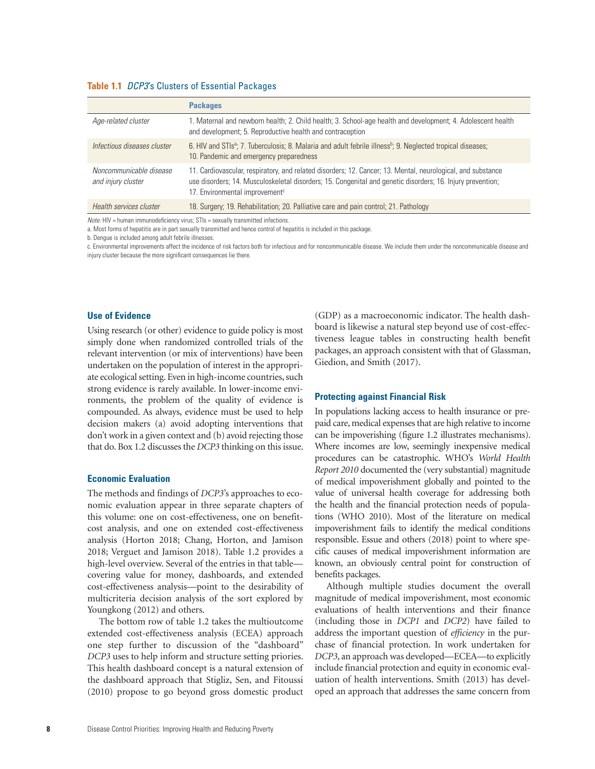**Table 1.1** *DCP3*'s Clusters of Essential Packages

| | **Packages** |
|---|---|
| *Age-related cluster* | 1. Maternal and newborn health; 2. Child health; 3. School-age health and development; 4. Adolescent health and development; 5. Reproductive health and contraception |
| *Infectious diseases cluster* | 6. HIV and STIs[a]; 7. Tuberculosis; 8. Malaria and adult febrile illness[b]; 9. Neglected tropical diseases; 10. Pandemic and emergency preparedness |
| *Noncommunicable disease and injury cluster* | 11. Cardiovascular, respiratory, and related disorders; 12. Cancer; 13. Mental, neurological, and substance use disorders; 14. Musculoskeletal disorders; 15. Congenital and genetic disorders; 16. Injury prevention; 17. Environmental improvement[c] |
| *Health services cluster* | 18. Surgery; 19. Rehabilitation; 20. Palliative care and pain control; 21. Pathology |

*Note:* HIV = human immunodeficiency virus; STIs = sexually transmitted infections.

a. Most forms of hepatitis are in part sexually transmitted and hence control of hepatitis is included in this package.

b. Dengue is included among adult febrile illnesses.

c. Environmental improvements affect the incidence of risk factors both for infectious and for noncommunicable disease. We include them under the noncommunicable disease and injury cluster because the more significant consequences lie there.

### Use of Evidence

Using research (or other) evidence to guide policy is most simply done when randomized controlled trials of the relevant intervention (or mix of interventions) have been undertaken on the population of interest in the appropriate ecological setting. Even in high-income countries, such strong evidence is rarely available. In lower-income environments, the problem of the quality of evidence is compounded. As always, evidence must be used to help decision makers (a) avoid adopting interventions that don't work in a given context and (b) avoid rejecting those that do. Box 1.2 discusses the *DCP3* thinking on this issue.

### Economic Evaluation

The methods and findings of *DCP3*'s approaches to economic evaluation appear in three separate chapters of this volume: one on cost-effectiveness, one on benefit-cost analysis, and one on extended cost-effectiveness analysis (Horton 2018; Chang, Horton, and Jamison 2018; Verguet and Jamison 2018). Table 1.2 provides a high-level overview. Several of the entries in that table—covering value for money, dashboards, and extended cost-effectiveness analysis—point to the desirability of multicriteria decision analysis of the sort explored by Youngkong (2012) and others.

The bottom row of table 1.2 takes the multioutcome extended cost-effectiveness analysis (ECEA) approach one step further to discussion of the "dashboard" *DCP3* uses to help inform and structure setting priories. This health dashboard concept is a natural extension of the dashboard approach that Stigliz, Sen, and Fitoussi (2010) propose to go beyond gross domestic product (GDP) as a macroeconomic indicator. The health dashboard is likewise a natural step beyond use of cost-effectiveness league tables in constructing health benefit packages, an approach consistent with that of Glassman, Giedion, and Smith (2017).

### Protecting against Financial Risk

In populations lacking access to health insurance or prepaid care, medical expenses that are high relative to income can be impoverishing (figure 1.2 illustrates mechanisms). Where incomes are low, seemingly inexpensive medical procedures can be catastrophic. WHO's *World Health Report 2010* documented the (very substantial) magnitude of medical impoverishment globally and pointed to the value of universal health coverage for addressing both the health and the financial protection needs of populations (WHO 2010). Most of the literature on medical impoverishment fails to identify the medical conditions responsible. Essue and others (2018) point to where specific causes of medical impoverishment information are known, an obviously central point for construction of benefits packages.

Although multiple studies document the overall magnitude of medical impoverishment, most economic evaluations of health interventions and their finance (including those in *DCP1* and *DCP2*) have failed to address the important question of *efficiency* in the purchase of financial protection. In work undertaken for *DCP3*, an approach was developed—ECEA—to explicitly include financial protection and equity in economic evaluation of health interventions. Smith (2013) has developed an approach that addresses the same concern from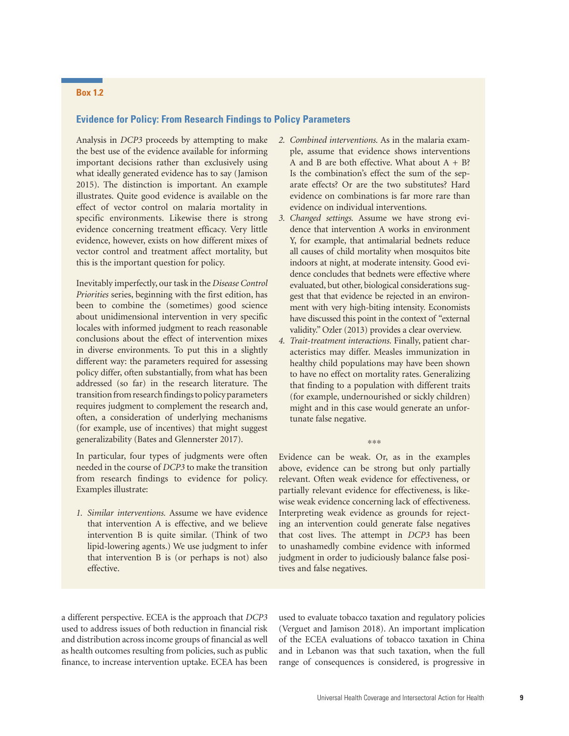**Box 1.2**

### Evidence for Policy: From Research Findings to Policy Parameters

Analysis in *DCP3* proceeds by attempting to make the best use of the evidence available for informing important decisions rather than exclusively using what ideally generated evidence has to say (Jamison 2015). The distinction is important. An example illustrates. Quite good evidence is available on the effect of vector control on malaria mortality in specific environments. Likewise there is strong evidence concerning treatment efficacy. Very little evidence, however, exists on how different mixes of vector control and treatment affect mortality, but this is the important question for policy.

Inevitably imperfectly, our task in the *Disease Control Priorities* series, beginning with the first edition, has been to combine the (sometimes) good science about unidimensional intervention in very specific locales with informed judgment to reach reasonable conclusions about the effect of intervention mixes in diverse environments. To put this in a slightly different way: the parameters required for assessing policy differ, often substantially, from what has been addressed (so far) in the research literature. The transition from research findings to policy parameters requires judgment to complement the research and, often, a consideration of underlying mechanisms (for example, use of incentives) that might suggest generalizability (Bates and Glennerster 2017).

In particular, four types of judgments were often needed in the course of *DCP3* to make the transition from research findings to evidence for policy. Examples illustrate:

1. *Similar interventions.* Assume we have evidence that intervention A is effective, and we believe intervention B is quite similar. (Think of two lipid-lowering agents.) We use judgment to infer that intervention B is (or perhaps is not) also effective.
2. *Combined interventions.* As in the malaria example, assume that evidence shows interventions A and B are both effective. What about A + B? Is the combination's effect the sum of the separate effects? Or are the two substitutes? Hard evidence on combinations is far more rare than evidence on individual interventions.
3. *Changed settings.* Assume we have strong evidence that intervention A works in environment Y, for example, that antimalarial bednets reduce all causes of child mortality when mosquitos bite indoors at night, at moderate intensity. Good evidence concludes that bednets were effective where evaluated, but other, biological considerations suggest that that evidence be rejected in an environment with very high-biting intensity. Economists have discussed this point in the context of "external validity." Ozler (2013) provides a clear overview.
4. *Trait-treatment interactions.* Finally, patient characteristics may differ. Measles immunization in healthy child populations may have been shown to have no effect on mortality rates. Generalizing that finding to a population with different traits (for example, undernourished or sickly children) might and in this case would generate an unfortunate false negative.

\*\*\*

Evidence can be weak. Or, as in the examples above, evidence can be strong but only partially relevant. Often weak evidence for effectiveness, or partially relevant evidence for effectiveness, is likewise weak evidence concerning lack of effectiveness. Interpreting weak evidence as grounds for rejecting an intervention could generate false negatives that cost lives. The attempt in *DCP3* has been to unashamedly combine evidence with informed judgment in order to judiciously balance false positives and false negatives.

a different perspective. ECEA is the approach that *DCP3* used to address issues of both reduction in financial risk and distribution across income groups of financial as well as health outcomes resulting from policies, such as public finance, to increase intervention uptake. ECEA has been used to evaluate tobacco taxation and regulatory policies (Verguet and Jamison 2018). An important implication of the ECEA evaluations of tobacco taxation in China and in Lebanon was that such taxation, when the full range of consequences is considered, is progressive in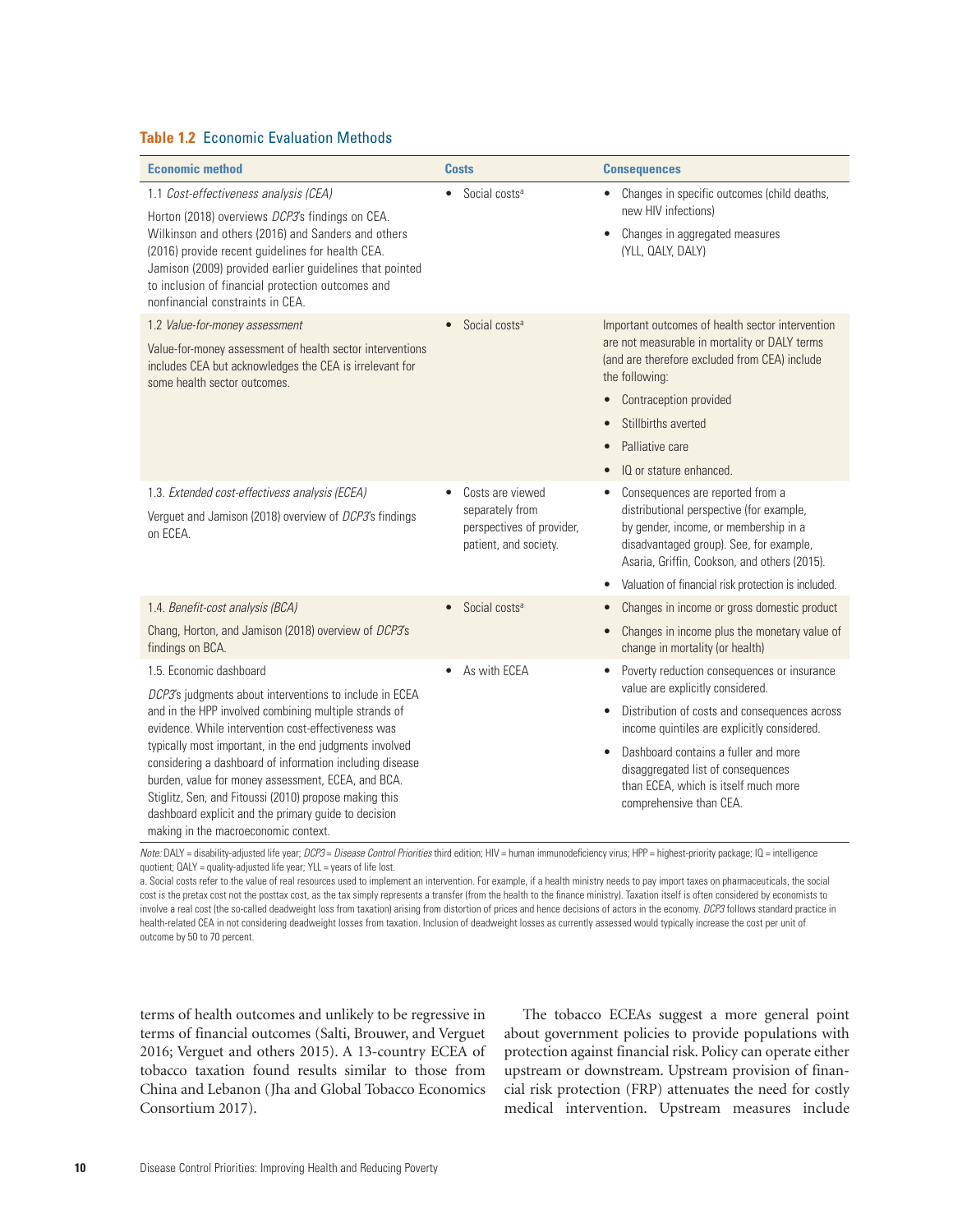**Table 1.2 Economic Evaluation Methods**

| Economic method | Costs | Consequences |
|---|---|---|
| 1.1 *Cost-effectiveness analysis (CEA)*<br><br>Horton (2018) overviews *DCP3*'s findings on CEA. Wilkinson and others (2016) and Sanders and others (2016) provide recent guidelines for health CEA. Jamison (2009) provided earlier guidelines that pointed to inclusion of financial protection outcomes and nonfinancial constraints in CEA. | • Social costs[a] | • Changes in specific outcomes (child deaths, new HIV infections)<br>• Changes in aggregated measures (YLL, QALY, DALY) |
| 1.2 *Value-for-money assessment*<br><br>Value-for-money assessment of health sector interventions includes CEA but acknowledges the CEA is irrelevant for some health sector outcomes. | • Social costs[a] | Important outcomes of health sector intervention are not measurable in mortality or DALY terms (and are therefore excluded from CEA) include the following:<br>• Contraception provided<br>• Stillbirths averted<br>• Palliative care<br>• IQ or stature enhanced. |
| 1.3. *Extended cost-effectivess analysis (ECEA)*<br><br>Verguet and Jamison (2018) overview of *DCP3*'s findings on ECEA. | • Costs are viewed separately from perspectives of provider, patient, and society. | • Consequences are reported from a distributional perspective (for example, by gender, income, or membership in a disadvantaged group). See, for example, Asaria, Griffin, Cookson, and others (2015).<br>• Valuation of financial risk protection is included. |
| 1.4. *Benefit-cost analysis (BCA)*<br><br>Chang, Horton, and Jamison (2018) overview of *DCP3*'s findings on BCA. | • Social costs[a] | • Changes in income or gross domestic product<br>• Changes in income plus the monetary value of change in mortality (or health) |
| 1.5. Economic dashboard<br><br>*DCP3*'s judgments about interventions to include in ECEA and in the HPP involved combining multiple strands of evidence. While intervention cost-effectiveness was typically most important, in the end judgments involved considering a dashboard of information including disease burden, value for money assessment, ECEA, and BCA. Stiglitz, Sen, and Fitoussi (2010) propose making this dashboard explicit and the primary guide to decision making in the macroeconomic context. | • As with ECEA | • Poverty reduction consequences or insurance value are explicitly considered.<br>• Distribution of costs and consequences across income quintiles are explicitly considered.<br>• Dashboard contains a fuller and more disaggregated list of consequences than ECEA, which is itself much more comprehensive than CEA. |

*Note:* DALY = disability-adjusted life year; *DCP3* = *Disease Control Priorities* third edition; HIV = human immunodeficiency virus; HPP = highest-priority package; IQ = intelligence quotient; QALY = quality-adjusted life year; YLL = years of life lost.

a. Social costs refer to the value of real resources used to implement an intervention. For example, if a health ministry needs to pay import taxes on pharmaceuticals, the social cost is the pretax cost not the posttax cost, as the tax simply represents a transfer (from the health to the finance ministry). Taxation itself is often considered by economists to involve a real cost (the so-called deadweight loss from taxation) arising from distortion of prices and hence decisions of actors in the economy. *DCP3* follows standard practice in health-related CEA in not considering deadweight losses from taxation. Inclusion of deadweight losses as currently assessed would typically increase the cost per unit of outcome by 50 to 70 percent.

terms of health outcomes and unlikely to be regressive in terms of financial outcomes (Salti, Brouwer, and Verguet 2016; Verguet and others 2015). A 13-country ECEA of tobacco taxation found results similar to those from China and Lebanon (Jha and Global Tobacco Economics Consortium 2017).

The tobacco ECEAs suggest a more general point about government policies to provide populations with protection against financial risk. Policy can operate either upstream or downstream. Upstream provision of financial risk protection (FRP) attenuates the need for costly medical intervention. Upstream measures include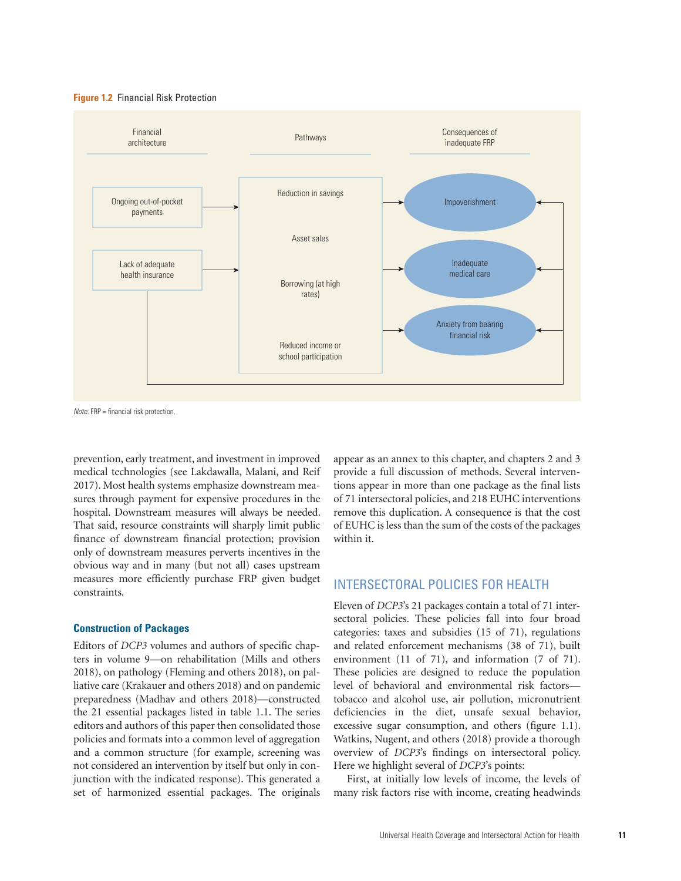**Figure 1.2** Financial Risk Protection

| Financial architecture | Pathways | Consequences of inadequate FRP |
| --- | --- | --- |
| Ongoing out-of-pocket payments | Reduction in savings | Impoverishment |
| Lack of adequate health insurance | Asset sales | Inadequate medical care |
| | Borrowing (at high rates) | Anxiety from bearing financial risk |
| | Reduced income or school participation | |

*Note:* FRP = financial risk protection.

prevention, early treatment, and investment in improved medical technologies (see Lakdawalla, Malani, and Reif 2017). Most health systems emphasize downstream measures through payment for expensive procedures in the hospital. Downstream measures will always be needed. That said, resource constraints will sharply limit public finance of downstream financial protection; provision only of downstream measures perverts incentives in the obvious way and in many (but not all) cases upstream measures more efficiently purchase FRP given budget constraints.

### Construction of Packages

Editors of *DCP3* volumes and authors of specific chapters in volume 9—on rehabilitation (Mills and others 2018), on pathology (Fleming and others 2018), on palliative care (Krakauer and others 2018) and on pandemic preparedness (Madhav and others 2018)—constructed the 21 essential packages listed in table 1.1. The series editors and authors of this paper then consolidated those policies and formats into a common level of aggregation and a common structure (for example, screening was not considered an intervention by itself but only in conjunction with the indicated response). This generated a set of harmonized essential packages. The originals appear as an annex to this chapter, and chapters 2 and 3 provide a full discussion of methods. Several interventions appear in more than one package as the final lists of 71 intersectoral policies, and 218 EUHC interventions remove this duplication. A consequence is that the cost of EUHC is less than the sum of the costs of the packages within it.

## INTERSECTORAL POLICIES FOR HEALTH

Eleven of *DCP3*'s 21 packages contain a total of 71 intersectoral policies. These policies fall into four broad categories: taxes and subsidies (15 of 71), regulations and related enforcement mechanisms (38 of 71), built environment (11 of 71), and information (7 of 71). These policies are designed to reduce the population level of behavioral and environmental risk factors—tobacco and alcohol use, air pollution, micronutrient deficiencies in the diet, unsafe sexual behavior, excessive sugar consumption, and others (figure 1.1). Watkins, Nugent, and others (2018) provide a thorough overview of *DCP3*'s findings on intersectoral policy. Here we highlight several of *DCP3*'s points:

First, at initially low levels of income, the levels of many risk factors rise with income, creating headwinds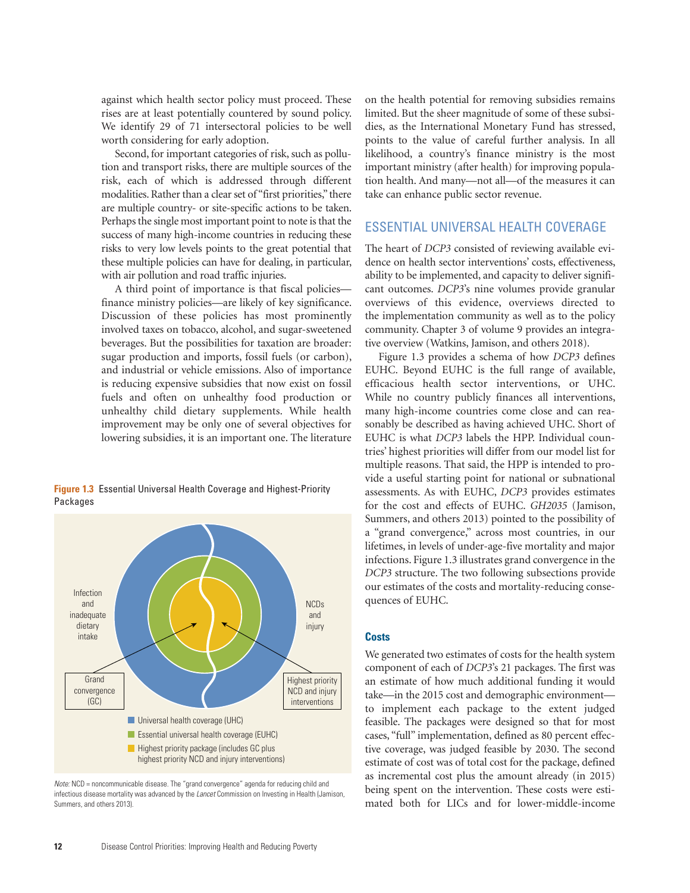against which health sector policy must proceed. These rises are at least potentially countered by sound policy. We identify 29 of 71 intersectoral policies to be well worth considering for early adoption.

Second, for important categories of risk, such as pollution and transport risks, there are multiple sources of the risk, each of which is addressed through different modalities. Rather than a clear set of "first priorities," there are multiple country- or site-specific actions to be taken. Perhaps the single most important point to note is that the success of many high-income countries in reducing these risks to very low levels points to the great potential that these multiple policies can have for dealing, in particular, with air pollution and road traffic injuries.

A third point of importance is that fiscal policies—finance ministry policies—are likely of key significance. Discussion of these policies has most prominently involved taxes on tobacco, alcohol, and sugar-sweetened beverages. But the possibilities for taxation are broader: sugar production and imports, fossil fuels (or carbon), and industrial or vehicle emissions. Also of importance is reducing expensive subsidies that now exist on fossil fuels and often on unhealthy food production or unhealthy child dietary supplements. While health improvement may be only one of several objectives for lowering subsidies, it is an important one. The literature on the health potential for removing subsidies remains limited. But the sheer magnitude of some of these subsidies, as the International Monetary Fund has stressed, points to the value of careful further analysis. In all likelihood, a country's finance ministry is the most important ministry (after health) for improving population health. And many—not all—of the measures it can take can enhance public sector revenue.

**Figure 1.3** Essential Universal Health Coverage and Highest-Priority Packages

Infection and inadequate dietary intake

NCDs and injury

Grand convergence (GC)

Highest priority NCD and injury interventions

- Universal health coverage (UHC)
- Essential universal health coverage (EUHC)
- Highest priority package (includes GC plus highest priority NCD and injury interventions)

*Note:* NCD = noncommunicable disease. The "grand convergence" agenda for reducing child and infectious disease mortality was advanced by the *Lancet* Commission on Investing in Health (Jamison, Summers, and others 2013).

## ESSENTIAL UNIVERSAL HEALTH COVERAGE

The heart of *DCP3* consisted of reviewing available evidence on health sector interventions' costs, effectiveness, ability to be implemented, and capacity to deliver significant outcomes. *DCP3*'s nine volumes provide granular overviews of this evidence, overviews directed to the implementation community as well as to the policy community. Chapter 3 of volume 9 provides an integrative overview (Watkins, Jamison, and others 2018).

Figure 1.3 provides a schema of how *DCP3* defines EUHC. Beyond EUHC is the full range of available, efficacious health sector interventions, or UHC. While no country publicly finances all interventions, many high-income countries come close and can reasonably be described as having achieved UHC. Short of EUHC is what *DCP3* labels the HPP. Individual countries' highest priorities will differ from our model list for multiple reasons. That said, the HPP is intended to provide a useful starting point for national or subnational assessments. As with EUHC, *DCP3* provides estimates for the cost and effects of EUHC. *GH2035* (Jamison, Summers, and others 2013) pointed to the possibility of a "grand convergence," across most countries, in our lifetimes, in levels of under-age-five mortality and major infections. Figure 1.3 illustrates grand convergence in the *DCP3* structure. The two following subsections provide our estimates of the costs and mortality-reducing consequences of EUHC.

### Costs

We generated two estimates of costs for the health system component of each of *DCP3*'s 21 packages. The first was an estimate of how much additional funding it would take—in the 2015 cost and demographic environment—to implement each package to the extent judged feasible. The packages were designed so that for most cases, "full" implementation, defined as 80 percent effective coverage, was judged feasible by 2030. The second estimate of cost was of total cost for the package, defined as incremental cost plus the amount already (in 2015) being spent on the intervention. These costs were estimated both for LICs and for lower-middle-income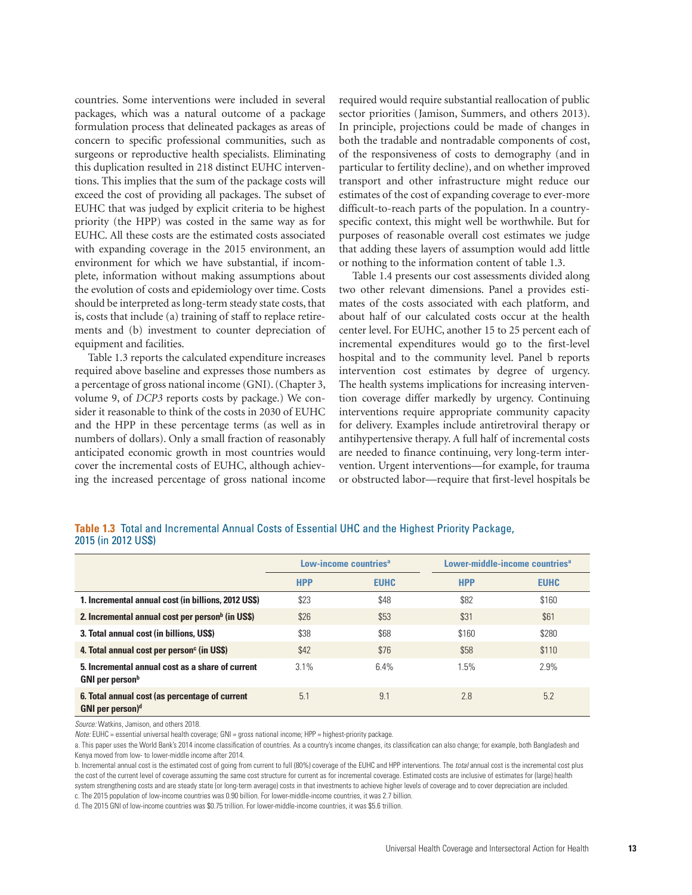countries. Some interventions were included in several packages, which was a natural outcome of a package formulation process that delineated packages as areas of concern to specific professional communities, such as surgeons or reproductive health specialists. Eliminating this duplication resulted in 218 distinct EUHC interventions. This implies that the sum of the package costs will exceed the cost of providing all packages. The subset of EUHC that was judged by explicit criteria to be highest priority (the HPP) was costed in the same way as for EUHC. All these costs are the estimated costs associated with expanding coverage in the 2015 environment, an environment for which we have substantial, if incomplete, information without making assumptions about the evolution of costs and epidemiology over time. Costs should be interpreted as long-term steady state costs, that is, costs that include (a) training of staff to replace retirements and (b) investment to counter depreciation of equipment and facilities.

Table 1.3 reports the calculated expenditure increases required above baseline and expresses those numbers as a percentage of gross national income (GNI). (Chapter 3, volume 9, of *DCP3* reports costs by package.) We consider it reasonable to think of the costs in 2030 of EUHC and the HPP in these percentage terms (as well as in numbers of dollars). Only a small fraction of reasonably anticipated economic growth in most countries would cover the incremental costs of EUHC, although achieving the increased percentage of gross national income required would require substantial reallocation of public sector priorities (Jamison, Summers, and others 2013). In principle, projections could be made of changes in both the tradable and nontradable components of cost, of the responsiveness of costs to demography (and in particular to fertility decline), and on whether improved transport and other infrastructure might reduce our estimates of the cost of expanding coverage to ever-more difficult-to-reach parts of the population. In a country-specific context, this might well be worthwhile. But for purposes of reasonable overall cost estimates we judge that adding these layers of assumption would add little or nothing to the information content of table 1.3.

Table 1.4 presents our cost assessments divided along two other relevant dimensions. Panel a provides estimates of the costs associated with each platform, and about half of our calculated costs occur at the health center level. For EUHC, another 15 to 25 percent each of incremental expenditures would go to the first-level hospital and to the community level. Panel b reports intervention cost estimates by degree of urgency. The health systems implications for increasing intervention coverage differ markedly by urgency. Continuing interventions require appropriate community capacity for delivery. Examples include antiretroviral therapy or antihypertensive therapy. A full half of incremental costs are needed to finance continuing, very long-term intervention. Urgent interventions—for example, for trauma or obstructed labor—require that first-level hospitals be

**Table 1.3** Total and Incremental Annual Costs of Essential UHC and the Highest Priority Package, 2015 (in 2012 US$)

| | Low-income countries[a] | | Lower-middle-income countries[a] | |
|---|---|---|---|---|
| | **HPP** | **EUHC** | **HPP** | **EUHC** |
| **1. Incremental annual cost (in billions, 2012 US$)** | $23 | $48 | $82 | $160 |
| **2. Incremental annual cost per person[b] (in US$)** | $26 | $53 | $31 | $61 |
| **3. Total annual cost (in billions, US$)** | $38 | $68 | $160 | $280 |
| **4. Total annual cost per person[c] (in US$)** | $42 | $76 | $58 | $110 |
| **5. Incremental annual cost as a share of current GNI per person[b]** | 3.1% | 6.4% | 1.5% | 2.9% |
| **6. Total annual cost (as percentage of current GNI per person)[d]** | 5.1 | 9.1 | 2.8 | 5.2 |

*Source:* Watkins, Jamison, and others 2018.

*Note:* EUHC = essential universal health coverage; GNI = gross national income; HPP = highest-priority package.

a. This paper uses the World Bank's 2014 income classification of countries. As a country's income changes, its classification can also change; for example, both Bangladesh and Kenya moved from low- to lower-middle income after 2014.

b. Incremental annual cost is the estimated cost of going from current to full (80%) coverage of the EUHC and HPP interventions. The *total* annual cost is the incremental cost plus the cost of the current level of coverage assuming the same cost structure for current as for incremental coverage. Estimated costs are inclusive of estimates for (large) health system strengthening costs and are steady state (or long-term average) costs in that investments to achieve higher levels of coverage and to cover depreciation are included.

c. The 2015 population of low-income countries was 0.90 billion. For lower-middle-income countries, it was 2.7 billion.

d. The 2015 GNI of low-income countries was $0.75 trillion. For lower-middle-income countries, it was $5.6 trillion.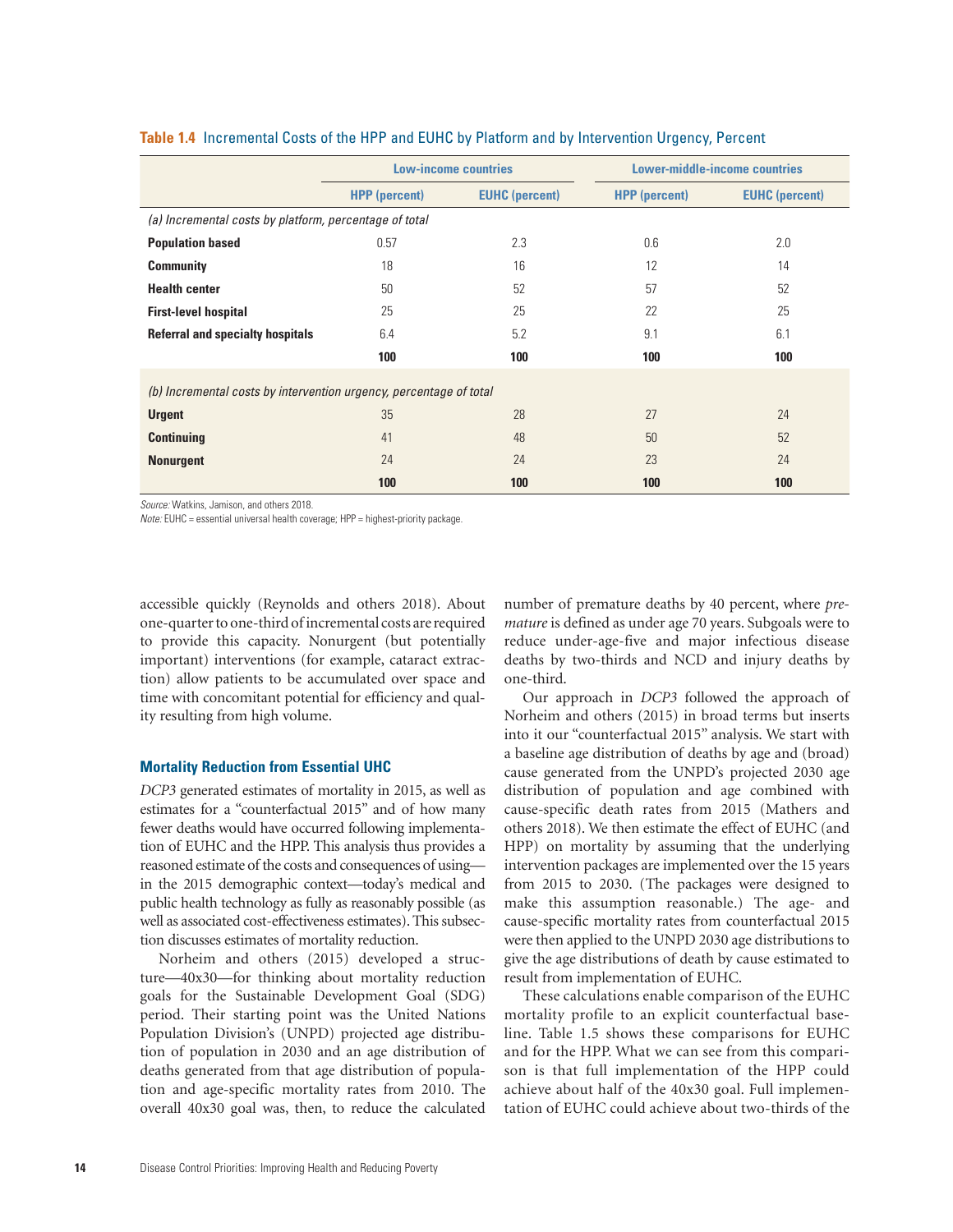**Table 1.4** Incremental Costs of the HPP and EUHC by Platform and by Intervention Urgency, Percent

| | Low-income countries | | Lower-middle-income countries | |
|---|---|---|---|---|
| | HPP (percent) | EUHC (percent) | HPP (percent) | EUHC (percent) |
| *(a) Incremental costs by platform, percentage of total* | | | | |
| **Population based** | 0.57 | 2.3 | 0.6 | 2.0 |
| **Community** | 18 | 16 | 12 | 14 |
| **Health center** | 50 | 52 | 57 | 52 |
| **First-level hospital** | 25 | 25 | 22 | 25 |
| **Referral and specialty hospitals** | 6.4 | 5.2 | 9.1 | 6.1 |
| | **100** | **100** | **100** | **100** |
| *(b) Incremental costs by intervention urgency, percentage of total* | | | | |
| **Urgent** | 35 | 28 | 27 | 24 |
| **Continuing** | 41 | 48 | 50 | 52 |
| **Nonurgent** | 24 | 24 | 23 | 24 |
| | **100** | **100** | **100** | **100** |

*Source:* Watkins, Jamison, and others 2018.
*Note:* EUHC = essential universal health coverage; HPP = highest-priority package.

accessible quickly (Reynolds and others 2018). About one-quarter to one-third of incremental costs are required to provide this capacity. Nonurgent (but potentially important) interventions (for example, cataract extraction) allow patients to be accumulated over space and time with concomitant potential for efficiency and quality resulting from high volume.

### Mortality Reduction from Essential UHC

*DCP3* generated estimates of mortality in 2015, as well as estimates for a "counterfactual 2015" and of how many fewer deaths would have occurred following implementation of EUHC and the HPP. This analysis thus provides a reasoned estimate of the costs and consequences of using—in the 2015 demographic context—today's medical and public health technology as fully as reasonably possible (as well as associated cost-effectiveness estimates). This subsection discusses estimates of mortality reduction.

Norheim and others (2015) developed a structure—40x30—for thinking about mortality reduction goals for the Sustainable Development Goal (SDG) period. Their starting point was the United Nations Population Division's (UNPD) projected age distribution of population in 2030 and an age distribution of deaths generated from that age distribution of population and age-specific mortality rates from 2010. The overall 40x30 goal was, then, to reduce the calculated number of premature deaths by 40 percent, where *premature* is defined as under age 70 years. Subgoals were to reduce under-age-five and major infectious disease deaths by two-thirds and NCD and injury deaths by one-third.

Our approach in *DCP3* followed the approach of Norheim and others (2015) in broad terms but inserts into it our "counterfactual 2015" analysis. We start with a baseline age distribution of deaths by age and (broad) cause generated from the UNPD's projected 2030 age distribution of population and age combined with cause-specific death rates from 2015 (Mathers and others 2018). We then estimate the effect of EUHC (and HPP) on mortality by assuming that the underlying intervention packages are implemented over the 15 years from 2015 to 2030. (The packages were designed to make this assumption reasonable.) The age- and cause-specific mortality rates from counterfactual 2015 were then applied to the UNPD 2030 age distributions to give the age distributions of death by cause estimated to result from implementation of EUHC.

These calculations enable comparison of the EUHC mortality profile to an explicit counterfactual baseline. Table 1.5 shows these comparisons for EUHC and for the HPP. What we can see from this comparison is that full implementation of the HPP could achieve about half of the 40x30 goal. Full implementation of EUHC could achieve about two-thirds of the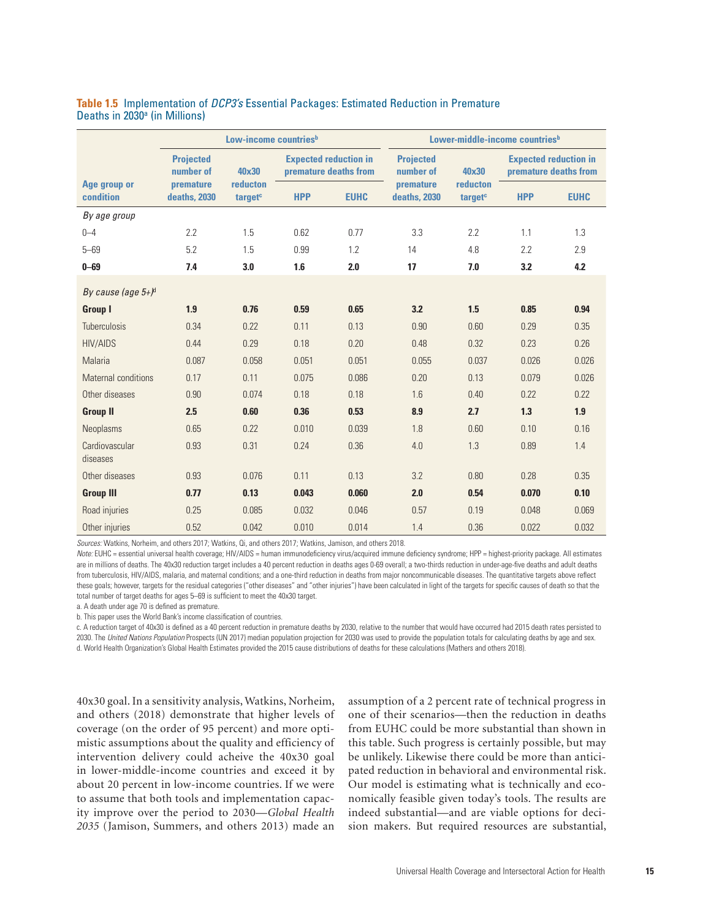**Table 1.5** Implementation of *DCP3's* Essential Packages: Estimated Reduction in Premature Deaths in 2030[a] (in Millions)

| Age group or condition | Low-income countries[b] | | | | Lower-middle-income countries[b] | | | |
|---|---|---|---|---|---|---|---|---|
| | Projected number of premature deaths, 2030 | 40x30 reducton target[c] | Expected reduction in premature deaths from | | Projected number of premature deaths, 2030 | 40x30 reducton target[c] | Expected reduction in premature deaths from | |
| | | | HPP | EUHC | | | HPP | EUHC |
| *By age group* | | | | | | | | |
| 0–4 | 2.2 | 1.5 | 0.62 | 0.77 | 3.3 | 2.2 | 1.1 | 1.3 |
| 5–69 | 5.2 | 1.5 | 0.99 | 1.2 | 14 | 4.8 | 2.2 | 2.9 |
| **0–69** | **7.4** | **3.0** | **1.6** | **2.0** | **17** | **7.0** | **3.2** | **4.2** |
| *By cause (age 5+)*[d] | | | | | | | | |
| **Group I** | **1.9** | **0.76** | **0.59** | **0.65** | **3.2** | **1.5** | **0.85** | **0.94** |
| Tuberculosis | 0.34 | 0.22 | 0.11 | 0.13 | 0.90 | 0.60 | 0.29 | 0.35 |
| HIV/AIDS | 0.44 | 0.29 | 0.18 | 0.20 | 0.48 | 0.32 | 0.23 | 0.26 |
| Malaria | 0.087 | 0.058 | 0.051 | 0.051 | 0.055 | 0.037 | 0.026 | 0.026 |
| Maternal conditions | 0.17 | 0.11 | 0.075 | 0.086 | 0.20 | 0.13 | 0.079 | 0.026 |
| Other diseases | 0.90 | 0.074 | 0.18 | 0.18 | 1.6 | 0.40 | 0.22 | 0.22 |
| **Group II** | **2.5** | **0.60** | **0.36** | **0.53** | **8.9** | **2.7** | **1.3** | **1.9** |
| Neoplasms | 0.65 | 0.22 | 0.010 | 0.039 | 1.8 | 0.60 | 0.10 | 0.16 |
| Cardiovascular diseases | 0.93 | 0.31 | 0.24 | 0.36 | 4.0 | 1.3 | 0.89 | 1.4 |
| Other diseases | 0.93 | 0.076 | 0.11 | 0.13 | 3.2 | 0.80 | 0.28 | 0.35 |
| **Group III** | **0.77** | **0.13** | **0.043** | **0.060** | **2.0** | **0.54** | **0.070** | **0.10** |
| Road injuries | 0.25 | 0.085 | 0.032 | 0.046 | 0.57 | 0.19 | 0.048 | 0.069 |
| Other injuries | 0.52 | 0.042 | 0.010 | 0.014 | 1.4 | 0.36 | 0.022 | 0.032 |

*Sources:* Watkins, Norheim, and others 2017; Watkins, Qi, and others 2017; Watkins, Jamison, and others 2018.

*Note:* EUHC = essential universal health coverage; HIV/AIDS = human immunodeficiency virus/acquired immune deficiency syndrome; HPP = highest-priority package. All estimates are in millions of deaths. The 40x30 reduction target includes a 40 percent reduction in deaths ages 0-69 overall; a two-thirds reduction in under-age-five deaths and adult deaths from tuberculosis, HIV/AIDS, malaria, and maternal conditions; and a one-third reduction in deaths from major noncommunicable diseases. The quantitative targets above reflect these goals; however, targets for the residual categories ("other diseases" and "other injuries") have been calculated in light of the targets for specific causes of death so that the total number of target deaths for ages 5–69 is sufficient to meet the 40x30 target.

a. A death under age 70 is defined as premature.

b. This paper uses the World Bank's income classification of countries.

c. A reduction target of 40x30 is defined as a 40 percent reduction in premature deaths by 2030, relative to the number that would have occurred had 2015 death rates persisted to 2030. The *United Nations Population* Prospects (UN 2017) median population projection for 2030 was used to provide the population totals for calculating deaths by age and sex.

d. World Health Organization's Global Health Estimates provided the 2015 cause distributions of deaths for these calculations (Mathers and others 2018).

40x30 goal. In a sensitivity analysis, Watkins, Norheim, and others (2018) demonstrate that higher levels of coverage (on the order of 95 percent) and more optimistic assumptions about the quality and efficiency of intervention delivery could acheive the 40x30 goal in lower-middle-income countries and exceed it by about 20 percent in low-income countries. If we were to assume that both tools and implementation capacity improve over the period to 2030—*Global Health 2035* (Jamison, Summers, and others 2013) made an assumption of a 2 percent rate of technical progress in one of their scenarios—then the reduction in deaths from EUHC could be more substantial than shown in this table. Such progress is certainly possible, but may be unlikely. Likewise there could be more than anticipated reduction in behavioral and environmental risk. Our model is estimating what is technically and economically feasible given today's tools. The results are indeed substantial—and are viable options for decision makers. But required resources are substantial,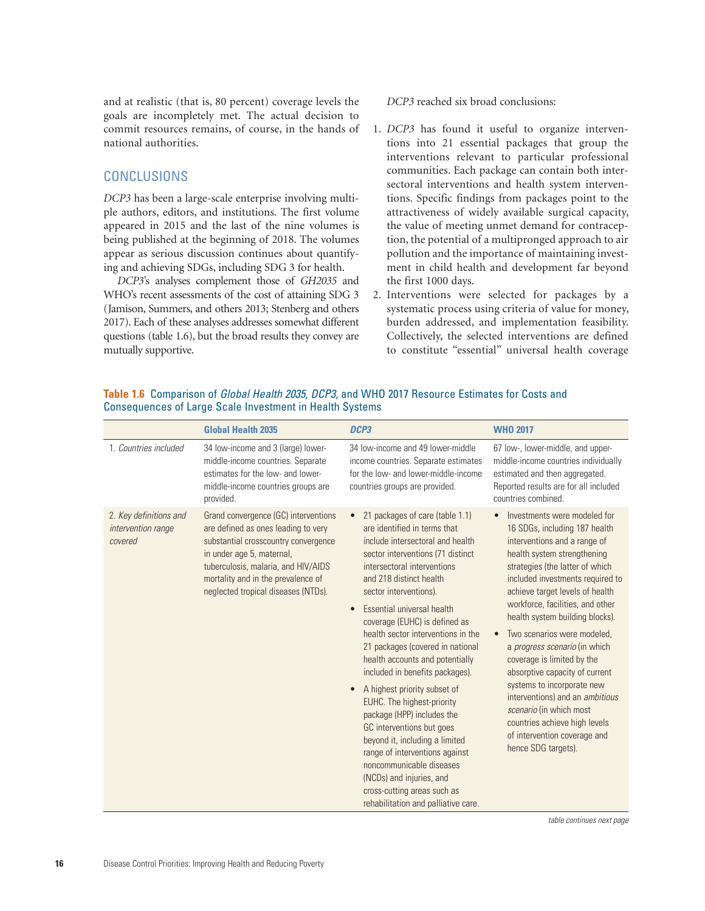and at realistic (that is, 80 percent) coverage levels the goals are incompletely met. The actual decision to commit resources remains, of course, in the hands of national authorities.

## CONCLUSIONS

*DCP3* has been a large-scale enterprise involving multiple authors, editors, and institutions. The first volume appeared in 2015 and the last of the nine volumes is being published at the beginning of 2018. The volumes appear as serious discussion continues about quantifying and achieving SDGs, including SDG 3 for health.

*DCP3*'s analyses complement those of *GH2035* and WHO's recent assessments of the cost of attaining SDG 3 (Jamison, Summers, and others 2013; Stenberg and others 2017). Each of these analyses addresses somewhat different questions (table 1.6), but the broad results they convey are mutually supportive.

*DCP3* reached six broad conclusions:

1. *DCP3* has found it useful to organize interventions into 21 essential packages that group the interventions relevant to particular professional communities. Each package can contain both intersectoral interventions and health system interventions. Specific findings from packages point to the attractiveness of widely available surgical capacity, the value of meeting unmet demand for contraception, the potential of a multipronged approach to air pollution and the importance of maintaining investment in child health and development far beyond the first 1000 days.
2. Interventions were selected for packages by a systematic process using criteria of value for money, burden addressed, and implementation feasibility. Collectively, the selected interventions are defined to constitute "essential" universal health coverage

**Table 1.6** Comparison of *Global Health 2035*, *DCP3*, and WHO 2017 Resource Estimates for Costs and Consequences of Large Scale Investment in Health Systems

| | Global Health 2035 | *DCP3* | WHO 2017 |
|---|---|---|---|
| 1. *Countries included* | 34 low-income and 3 (large) lower-middle-income countries. Separate estimates for the low- and lower-middle-income countries groups are provided. | 34 low-income and 49 lower-middle income countries. Separate estimates for the low- and lower-middle-income countries groups are provided. | 67 low-, lower-middle, and upper-middle-income countries individually estimated and then aggregated. Reported results are for all included countries combined. |
| 2. *Key definitions and intervention range covered* | Grand convergence (GC) interventions are defined as ones leading to very substantial crosscountry convergence in under age 5, maternal, tuberculosis, malaria, and HIV/AIDS mortality and in the prevalence of neglected tropical diseases (NTDs). | • 21 packages of care (table 1.1) are identified in terms that include intersectoral and health sector interventions (71 distinct intersectoral interventions and 218 distinct health sector interventions).<br>• Essential universal health coverage (EUHC) is defined as health sector interventions in the 21 packages (covered in national health accounts and potentially included in benefits packages).<br>• A highest priority subset of EUHC. The highest-priority package (HPP) includes the GC interventions but goes beyond it, including a limited range of interventions against noncommunicable diseases (NCDs) and injuries, and cross-cutting areas such as rehabilitation and palliative care. | • Investments were modeled for 16 SDGs, including 187 health interventions and a range of health system strengthening strategies (the latter of which included investments required to achieve target levels of health workforce, facilities, and other health system building blocks).<br>• Two scenarios were modeled, a *progress scenario* (in which coverage is limited by the absorptive capacity of current systems to incorporate new interventions) and an *ambitious scenario* (in which most countries achieve high levels of intervention coverage and hence SDG targets). |

*table continues next page*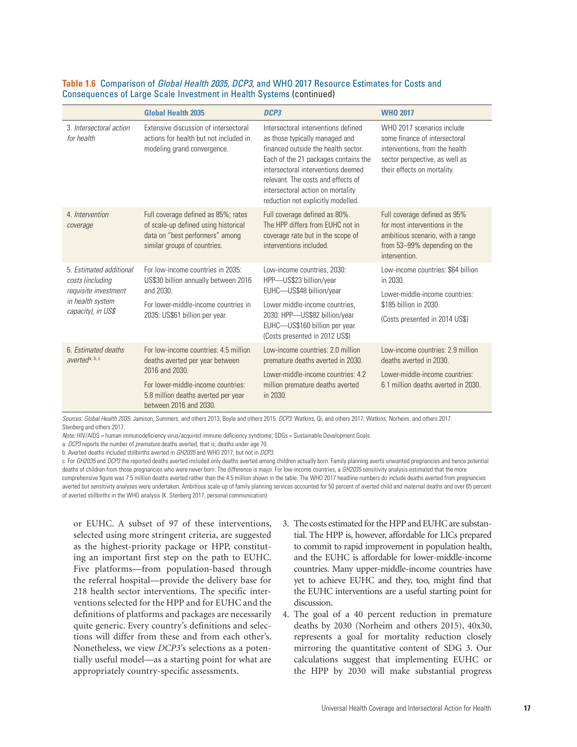**Table 1.6** Comparison of *Global Health 2035*, *DCP3*, and WHO 2017 Resource Estimates for Costs and Consequences of Large Scale Investment in Health Systems (continued)

| | Global Health 2035 | *DCP3* | WHO 2017 |
|---|---|---|---|
| 3. *Intersectoral action for health* | Extensive discussion of intersectoral actions for health but not included in modeling grand convergence. | Intersectoral interventions defined as those typically managed and financed outside the health sector. Each of the 21 packages contains the intersectoral interventions deemed relevant. The costs and effects of intersectoral action on mortality reduction not explicitly modelled. | WHO 2017 scenarios include some finance of intersectoral interventions, from the health sector perspective, as well as their effects on mortality. |
| 4. *Intervention coverage* | Full coverage defined as 85%; rates of scale-up defined using historical data on "best performers" among similar groups of countries. | Full coverage defined as 80%. The HPP differs from EUHC not in coverage rate but in the scope of interventions included. | Full coverage defined as 95% for most interventions in the ambitious scenario, with a range from 53–99% depending on the intervention. |
| 5. *Estimated additional costs (including requisite investment in health system capacity), in US$* | For low-income countries in 2035: US$30 billion annually between 2016 and 2030.<br>For lower-middle-income countries in 2035: US$61 billion per year. | Low-income countries, 2030: HPP—US$23 billion/year EUHC—US$48 billion/year<br>Lower middle-income countries, 2030: HPP—US$82 billion/year EUHC—US$160 billion per year. (Costs presented in 2012 US$) | Low-income countries: $64 billion in 2030.<br>Lower-middle-income countries: $185 billion in 2030.<br>(Costs presented in 2014 US$) |
| 6. *Estimated deaths averted*[a, b, c] | For low-income countries: 4.5 million deaths averted per year between 2016 and 2030.<br>For lower-middle-income countries: 5.8 million deaths averted per year between 2016 and 2030. | Low-income countries: 2.0 million premature deaths averted in 2030.<br>Lower-middle-income countries: 4.2 million premature deaths averted in 2030. | Low-income countries: 2.9 million deaths averted in 2030.<br>Lower-middle-income countries: 6.1 million deaths averted in 2030. |

*Sources: Global Health 2035*: Jamison, Summers, and others 2013; Boyle and others 2015. *DCP3*: Watkins, Qi, and others 2017; Watkins, Norheim, and others 2017. Stenberg and others 2017.

*Note:* HIV/AIDS = human immunodeficiency virus/acquired immune deficiency syndrome; SDGs = Sustainable Development Goals.

a. *DCP3* reports the number of *premature* deaths averted, that is, deaths under age 70.

b. Averted deaths included stillbirths averted in *GH2035* and WHO 2017, but not in *DCP3*.

c. For *GH2035* and *DCP3* the reported deaths averted included only deaths averted among children actually born. Family planning averts unwanted pregnancies and hence potential deaths of children from those pregnancies who were never born. The difference is major. For low-income countries, a *GH2035* sensitivity analysis estimated that the more comprehensive figure was 7.5 million deaths averted rather than the 4.5 million shown in the table. The WHO 2017 headline numbers do include deaths averted from pregnancies averted but sensitivity analyses were undertaken. Ambitious scale-up of family planning services accounted for 50 percent of averted child and maternal deaths and over 65 percent of averted stillbirths in the WHO analysis (K. Stenberg 2017, personal communication).

or EUHC. A subset of 97 of these interventions, selected using more stringent criteria, are suggested as the highest-priority package or HPP, constituting an important first step on the path to EUHC. Five platforms—from population-based through the referral hospital—provide the delivery base for 218 health sector interventions. The specific interventions selected for the HPP and for EUHC and the definitions of platforms and packages are necessarily quite generic. Every country's definitions and selections will differ from these and from each other's. Nonetheless, we view *DCP3*'s selections as a potentially useful model—as a starting point for what are appropriately country-specific assessments.

3. The costs estimated for the HPP and EUHC are substantial. The HPP is, however, affordable for LICs prepared to commit to rapid improvement in population health, and the EUHC is affordable for lower-middle-income countries. Many upper-middle-income countries have yet to achieve EUHC and they, too, might find that the EUHC interventions are a useful starting point for discussion.
4. The goal of a 40 percent reduction in premature deaths by 2030 (Norheim and others 2015), 40x30, represents a goal for mortality reduction closely mirroring the quantitative content of SDG 3. Our calculations suggest that implementing EUHC or the HPP by 2030 will make substantial progress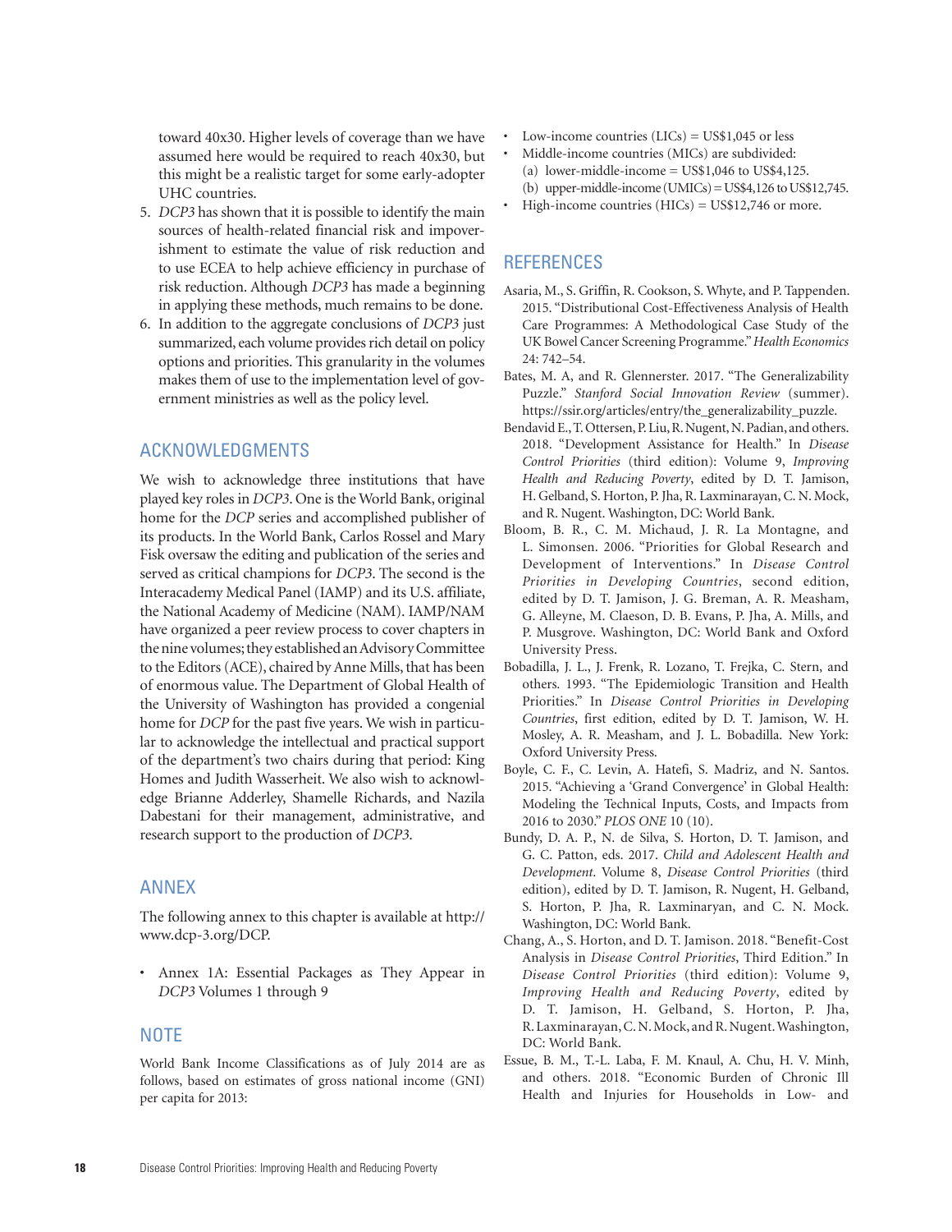toward 40x30. Higher levels of coverage than we have assumed here would be required to reach 40x30, but this might be a realistic target for some early-adopter UHC countries.

5. *DCP3* has shown that it is possible to identify the main sources of health-related financial risk and impoverishment to estimate the value of risk reduction and to use ECEA to help achieve efficiency in purchase of risk reduction. Although *DCP3* has made a beginning in applying these methods, much remains to be done.
6. In addition to the aggregate conclusions of *DCP3* just summarized, each volume provides rich detail on policy options and priorities. This granularity in the volumes makes them of use to the implementation level of government ministries as well as the policy level.

## ACKNOWLEDGMENTS

We wish to acknowledge three institutions that have played key roles in *DCP3*. One is the World Bank, original home for the *DCP* series and accomplished publisher of its products. In the World Bank, Carlos Rossel and Mary Fisk oversaw the editing and publication of the series and served as critical champions for *DCP3*. The second is the Interacademy Medical Panel (IAMP) and its U.S. affiliate, the National Academy of Medicine (NAM). IAMP/NAM have organized a peer review process to cover chapters in the nine volumes; they established an Advisory Committee to the Editors (ACE), chaired by Anne Mills, that has been of enormous value. The Department of Global Health of the University of Washington has provided a congenial home for *DCP* for the past five years. We wish in particular to acknowledge the intellectual and practical support of the department's two chairs during that period: King Homes and Judith Wasserheit. We also wish to acknowledge Brianne Adderley, Shamelle Richards, and Nazila Dabestani for their management, administrative, and research support to the production of *DCP3*.

## ANNEX

The following annex to this chapter is available at http://www.dcp-3.org/DCP.

- Annex 1A: Essential Packages as They Appear in *DCP3* Volumes 1 through 9

## NOTE

World Bank Income Classifications as of July 2014 are as follows, based on estimates of gross national income (GNI) per capita for 2013:

- Low-income countries (LICs) = US$1,045 or less
- Middle-income countries (MICs) are subdivided:
  (a) lower-middle-income = US$1,046 to US$4,125.
  (b) upper-middle-income (UMICs) = US$4,126 to US$12,745.
- High-income countries (HICs) = US$12,746 or more.

## REFERENCES

Asaria, M., S. Griffin, R. Cookson, S. Whyte, and P. Tappenden. 2015. "Distributional Cost-Effectiveness Analysis of Health Care Programmes: A Methodological Case Study of the UK Bowel Cancer Screening Programme." *Health Economics* 24: 742–54.

Bates, M. A, and R. Glennerster. 2017. "The Generalizability Puzzle." *Stanford Social Innovation Review* (summer). https://ssir.org/articles/entry/the_generalizability_puzzle.

Bendavid E., T. Ottersen, P. Liu, R. Nugent, N. Padian, and others. 2018. "Development Assistance for Health." In *Disease Control Priorities* (third edition): Volume 9, *Improving Health and Reducing Poverty*, edited by D. T. Jamison, H. Gelband, S. Horton, P. Jha, R. Laxminarayan, C. N. Mock, and R. Nugent. Washington, DC: World Bank.

Bloom, B. R., C. M. Michaud, J. R. La Montagne, and L. Simonsen. 2006. "Priorities for Global Research and Development of Interventions." In *Disease Control Priorities in Developing Countries*, second edition, edited by D. T. Jamison, J. G. Breman, A. R. Measham, G. Alleyne, M. Claeson, D. B. Evans, P. Jha, A. Mills, and P. Musgrove. Washington, DC: World Bank and Oxford University Press.

Bobadilla, J. L., J. Frenk, R. Lozano, T. Frejka, C. Stern, and others. 1993. "The Epidemiologic Transition and Health Priorities." In *Disease Control Priorities in Developing Countries*, first edition, edited by D. T. Jamison, W. H. Mosley, A. R. Measham, and J. L. Bobadilla. New York: Oxford University Press.

Boyle, C. F., C. Levin, A. Hatefi, S. Madriz, and N. Santos. 2015. "Achieving a 'Grand Convergence' in Global Health: Modeling the Technical Inputs, Costs, and Impacts from 2016 to 2030." *PLOS ONE* 10 (10).

Bundy, D. A. P., N. de Silva, S. Horton, D. T. Jamison, and G. C. Patton, eds. 2017. *Child and Adolescent Health and Development*. Volume 8, *Disease Control Priorities* (third edition), edited by D. T. Jamison, R. Nugent, H. Gelband, S. Horton, P. Jha, R. Laxminarayan, and C. N. Mock. Washington, DC: World Bank.

Chang, A., S. Horton, and D. T. Jamison. 2018. "Benefit-Cost Analysis in *Disease Control Priorities*, Third Edition." In *Disease Control Priorities* (third edition): Volume 9, *Improving Health and Reducing Poverty*, edited by D. T. Jamison, H. Gelband, S. Horton, P. Jha, R. Laxminarayan, C. N. Mock, and R. Nugent. Washington, DC: World Bank.

Essue, B. M., T.-L. Laba, F. M. Knaul, A. Chu, H. V. Minh, and others. 2018. "Economic Burden of Chronic Ill Health and Injuries for Households in Low- and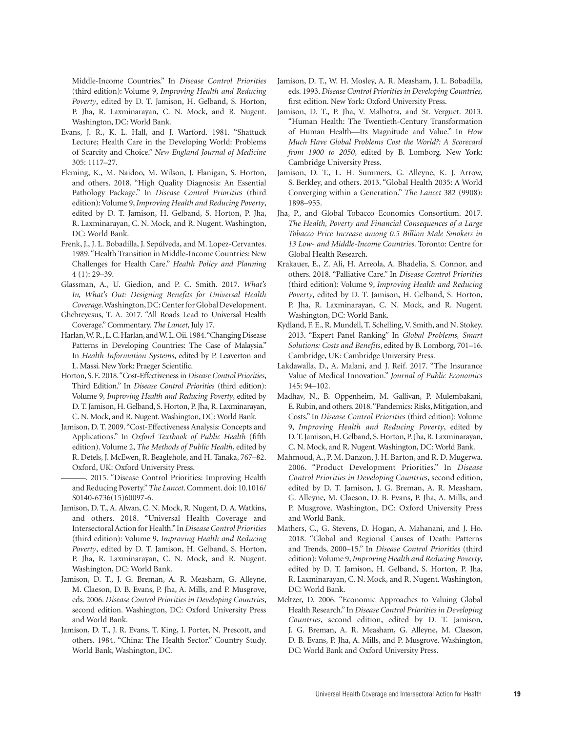Middle-Income Countries." In *Disease Control Priorities* (third edition): Volume 9, *Improving Health and Reducing Poverty*, edited by D. T. Jamison, H. Gelband, S. Horton, P. Jha, R. Laxminarayan, C. N. Mock, and R. Nugent. Washington, DC: World Bank.

Evans, J. R., K. L. Hall, and J. Warford. 1981. "Shattuck Lecture; Health Care in the Developing World: Problems of Scarcity and Choice." *New England Journal of Medicine* 305: 1117–27.

Fleming, K., M. Naidoo, M. Wilson, J. Flanigan, S. Horton, and others. 2018. "High Quality Diagnosis: An Essential Pathology Package." In *Disease Control Priorities* (third edition): Volume 9, *Improving Health and Reducing Poverty*, edited by D. T. Jamison, H. Gelband, S. Horton, P. Jha, R. Laxminarayan, C. N. Mock, and R. Nugent. Washington, DC: World Bank.

Frenk, J., J. L. Bobadilla, J. Sepúlveda, and M. Lopez-Cervantes. 1989. "Health Transition in Middle-Income Countries: New Challenges for Health Care." *Health Policy and Planning* 4 (1): 29–39.

Glassman, A., U. Giedion, and P. C. Smith. 2017. *What's In, What's Out: Designing Benefits for Universal Health Coverage*. Washington, DC: Center for Global Development.

Ghebreyesus, T. A. 2017. "All Roads Lead to Universal Health Coverage." Commentary. *The Lancet*, July 17.

Harlan, W. R., L. C. Harlan, and W. L. Oii. 1984. "Changing Disease Patterns in Developing Countries: The Case of Malaysia." In *Health Information Systems*, edited by P. Leaverton and L. Massi. New York: Praeger Scientific.

Horton, S. E. 2018. "Cost-Effectiveness in *Disease Control Priorities*, Third Edition." In *Disease Control Priorities* (third edition): Volume 9, *Improving Health and Reducing Poverty*, edited by D. T. Jamison, H. Gelband, S. Horton, P. Jha, R. Laxminarayan, C. N. Mock, and R. Nugent. Washington, DC: World Bank.

Jamison, D. T. 2009. "Cost-Effectiveness Analysis: Concepts and Applications." In *Oxford Textbook of Public Health* (fifth edition). Volume 2, *The Methods of Public Health*, edited by R. Detels, J. McEwen, R. Beaglehole, and H. Tanaka, 767–82. Oxford, UK: Oxford University Press.

———. 2015. "Disease Control Priorities: Improving Health and Reducing Poverty." *The Lancet*. Comment. doi: 10.1016/S0140-6736(15)60097-6.

Jamison, D. T., A. Alwan, C. N. Mock, R. Nugent, D. A. Watkins, and others. 2018. "Universal Health Coverage and Intersectoral Action for Health." In *Disease Control Priorities* (third edition): Volume 9, *Improving Health and Reducing Poverty*, edited by D. T. Jamison, H. Gelband, S. Horton, P. Jha, R. Laxminarayan, C. N. Mock, and R. Nugent. Washington, DC: World Bank.

Jamison, D. T., J. G. Breman, A. R. Measham, G. Alleyne, M. Claeson, D. B. Evans, P. Jha, A. Mills, and P. Musgrove, eds. 2006. *Disease Control Priorities in Developing Countries*, second edition. Washington, DC: Oxford University Press and World Bank.

Jamison, D. T., J. R. Evans, T. King, I. Porter, N. Prescott, and others. 1984. "China: The Health Sector." Country Study. World Bank, Washington, DC.

Jamison, D. T., W. H. Mosley, A. R. Measham, J. L. Bobadilla, eds. 1993. *Disease Control Priorities in Developing Countries,* first edition. New York: Oxford University Press.

Jamison, D. T., P. Jha, V. Malhotra, and St. Verguet. 2013. "Human Health: The Twentieth-Century Transformation of Human Health—Its Magnitude and Value." In *How Much Have Global Problems Cost the World?: A Scorecard from 1900 to 2050*, edited by B. Lomborg. New York: Cambridge University Press.

Jamison, D. T., L. H. Summers, G. Alleyne, K. J. Arrow, S. Berkley, and others. 2013. "Global Health 2035: A World Converging within a Generation." *The Lancet* 382 (9908): 1898–955.

Jha, P., and Global Tobacco Economics Consortium. 2017. *The Health, Poverty and Financial Consequences of a Large Tobacco Price Increase among 0.5 Billion Male Smokers in 13 Low- and Middle-Income Countries*. Toronto: Centre for Global Health Research.

Krakauer, E., Z. Ali, H. Arreola, A. Bhadelia, S. Connor, and others. 2018. "Palliative Care." In *Disease Control Priorities* (third edition): Volume 9, *Improving Health and Reducing Poverty*, edited by D. T. Jamison, H. Gelband, S. Horton, P. Jha, R. Laxminarayan, C. N. Mock, and R. Nugent. Washington, DC: World Bank.

Kydland, F. E., R. Mundell, T. Schelling, V. Smith, and N. Stokey. 2013. "Expert Panel Ranking" In *Global Problems, Smart Solutions: Costs and Benefits*, edited by B. Lomborg, 701–16. Cambridge, UK: Cambridge University Press.

Lakdawalla, D., A. Malani, and J. Reif. 2017. "The Insurance Value of Medical Innovation." *Journal of Public Economics* 145: 94–102.

Madhav, N., B. Oppenheim, M. Gallivan, P. Mulembakani, E. Rubin, and others. 2018. "Pandemics: Risks, Mitigation, and Costs." In *Disease Control Priorities* (third edition): Volume 9, *Improving Health and Reducing Poverty*, edited by D. T. Jamison, H. Gelband, S. Horton, P. Jha, R. Laxminarayan, C. N. Mock, and R. Nugent. Washington, DC: World Bank.

Mahmoud, A., P. M. Danzon, J. H. Barton, and R. D. Mugerwa. 2006. "Product Development Priorities." In *Disease Control Priorities in Developing Countries*, second edition, edited by D. T. Jamison, J. G. Breman, A. R. Measham, G. Alleyne, M. Claeson, D. B. Evans, P. Jha, A. Mills, and P. Musgrove. Washington, DC: Oxford University Press and World Bank.

Mathers, C., G. Stevens, D. Hogan, A. Mahanani, and J. Ho. 2018. "Global and Regional Causes of Death: Patterns and Trends, 2000–15." In *Disease Control Priorities* (third edition): Volume 9, *Improving Health and Reducing Poverty*, edited by D. T. Jamison, H. Gelband, S. Horton, P. Jha, R. Laxminarayan, C. N. Mock, and R. Nugent. Washington, DC: World Bank.

Meltzer, D. 2006. "Economic Approaches to Valuing Global Health Research." In *Disease Control Priorities in Developing Countries*, second edition, edited by D. T. Jamison, J. G. Breman, A. R. Measham, G. Alleyne, M. Claeson, D. B. Evans, P. Jha, A. Mills, and P. Musgrove. Washington, DC: World Bank and Oxford University Press.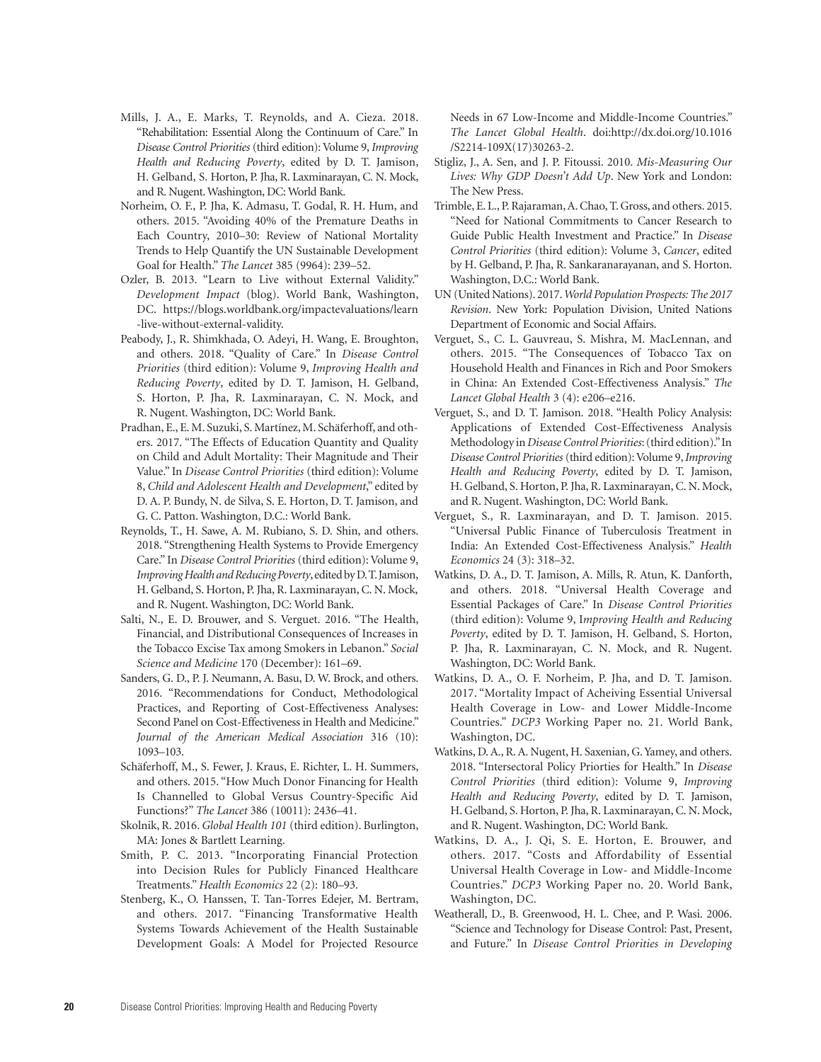Mills, J. A., E. Marks, T. Reynolds, and A. Cieza. 2018. "Rehabilitation: Essential Along the Continuum of Care." In *Disease Control Priorities* (third edition): Volume 9, *Improving Health and Reducing Poverty*, edited by D. T. Jamison, H. Gelband, S. Horton, P. Jha, R. Laxminarayan, C. N. Mock, and R. Nugent. Washington, DC: World Bank.

Norheim, O. F., P. Jha, K. Admasu, T. Godal, R. H. Hum, and others. 2015. "Avoiding 40% of the Premature Deaths in Each Country, 2010–30: Review of National Mortality Trends to Help Quantify the UN Sustainable Development Goal for Health." *The Lancet* 385 (9964): 239–52.

Ozler, B. 2013. "Learn to Live without External Validity." *Development Impact* (blog). World Bank, Washington, DC. https://blogs.worldbank.org/impactevaluations/learn-live-without-external-validity.

Peabody, J., R. Shimkhada, O. Adeyi, H. Wang, E. Broughton, and others. 2018. "Quality of Care." In *Disease Control Priorities* (third edition): Volume 9, *Improving Health and Reducing Poverty*, edited by D. T. Jamison, H. Gelband, S. Horton, P. Jha, R. Laxminarayan, C. N. Mock, and R. Nugent. Washington, DC: World Bank.

Pradhan, E., E. M. Suzuki, S. Martínez, M. Schäferhoff, and others. 2017. "The Effects of Education Quantity and Quality on Child and Adult Mortality: Their Magnitude and Their Value." In *Disease Control Priorities* (third edition): Volume 8, *Child and Adolescent Health and Development*," edited by D. A. P. Bundy, N. de Silva, S. E. Horton, D. T. Jamison, and G. C. Patton. Washington, D.C.: World Bank.

Reynolds, T., H. Sawe, A. M. Rubiano, S. D. Shin, and others. 2018. "Strengthening Health Systems to Provide Emergency Care." In *Disease Control Priorities* (third edition): Volume 9, *Improving Health and Reducing Poverty*, edited by D. T. Jamison, H. Gelband, S. Horton, P. Jha, R. Laxminarayan, C. N. Mock, and R. Nugent. Washington, DC: World Bank.

Salti, N., E. D. Brouwer, and S. Verguet. 2016. "The Health, Financial, and Distributional Consequences of Increases in the Tobacco Excise Tax among Smokers in Lebanon." *Social Science and Medicine* 170 (December): 161–69.

Sanders, G. D., P. J. Neumann, A. Basu, D. W. Brock, and others. 2016. "Recommendations for Conduct, Methodological Practices, and Reporting of Cost-Effectiveness Analyses: Second Panel on Cost-Effectiveness in Health and Medicine." *Journal of the American Medical Association* 316 (10): 1093–103.

Schäferhoff, M., S. Fewer, J. Kraus, E. Richter, L. H. Summers, and others. 2015. "How Much Donor Financing for Health Is Channelled to Global Versus Country-Specific Aid Functions?" *The Lancet* 386 (10011): 2436–41.

Skolnik, R. 2016. *Global Health 101* (third edition). Burlington, MA: Jones & Bartlett Learning.

Smith, P. C. 2013. "Incorporating Financial Protection into Decision Rules for Publicly Financed Healthcare Treatments." *Health Economics* 22 (2): 180–93.

Stenberg, K., O. Hanssen, T. Tan-Torres Edejer, M. Bertram, and others. 2017. "Financing Transformative Health Systems Towards Achievement of the Health Sustainable Development Goals: A Model for Projected Resource Needs in 67 Low-Income and Middle-Income Countries." *The Lancet Global Health*. doi:http://dx.doi.org/10.1016/S2214-109X(17)30263-2.

Stigliz, J., A. Sen, and J. P. Fitoussi. 2010. *Mis-Measuring Our Lives: Why GDP Doesn't Add Up*. New York and London: The New Press.

Trimble, E. L., P. Rajaraman, A. Chao, T. Gross, and others. 2015. "Need for National Commitments to Cancer Research to Guide Public Health Investment and Practice." In *Disease Control Priorities* (third edition): Volume 3, *Cancer*, edited by H. Gelband, P. Jha, R. Sankaranarayanan, and S. Horton. Washington, D.C.: World Bank.

UN (United Nations). 2017. *World Population Prospects: The 2017 Revision*. New York: Population Division, United Nations Department of Economic and Social Affairs.

Verguet, S., C. L. Gauvreau, S. Mishra, M. MacLennan, and others. 2015. "The Consequences of Tobacco Tax on Household Health and Finances in Rich and Poor Smokers in China: An Extended Cost-Effectiveness Analysis." *The Lancet Global Health* 3 (4): e206–e216.

Verguet, S., and D. T. Jamison. 2018. "Health Policy Analysis: Applications of Extended Cost-Effectiveness Analysis Methodology in *Disease Control Priorities*: (third edition)." In *Disease Control Priorities* (third edition): Volume 9, *Improving Health and Reducing Poverty*, edited by D. T. Jamison, H. Gelband, S. Horton, P. Jha, R. Laxminarayan, C. N. Mock, and R. Nugent. Washington, DC: World Bank.

Verguet, S., R. Laxminarayan, and D. T. Jamison. 2015. "Universal Public Finance of Tuberculosis Treatment in India: An Extended Cost-Effectiveness Analysis." *Health Economics* 24 (3): 318–32.

Watkins, D. A., D. T. Jamison, A. Mills, R. Atun, K. Danforth, and others. 2018. "Universal Health Coverage and Essential Packages of Care." In *Disease Control Priorities* (third edition): Volume 9, I*mproving Health and Reducing Poverty*, edited by D. T. Jamison, H. Gelband, S. Horton, P. Jha, R. Laxminarayan, C. N. Mock, and R. Nugent. Washington, DC: World Bank.

Watkins, D. A., O. F. Norheim, P. Jha, and D. T. Jamison. 2017. "Mortality Impact of Acheiving Essential Universal Health Coverage in Low- and Lower Middle-Income Countries." *DCP3* Working Paper no. 21. World Bank, Washington, DC.

Watkins, D. A., R. A. Nugent, H. Saxenian, G. Yamey, and others. 2018. "Intersectoral Policy Priorties for Health." In *Disease Control Priorities* (third edition): Volume 9, *Improving Health and Reducing Poverty*, edited by D. T. Jamison, H. Gelband, S. Horton, P. Jha, R. Laxminarayan, C. N. Mock, and R. Nugent. Washington, DC: World Bank.

Watkins, D. A., J. Qi, S. E. Horton, E. Brouwer, and others. 2017. "Costs and Affordability of Essential Universal Health Coverage in Low- and Middle-Income Countries." *DCP3* Working Paper no. 20. World Bank, Washington, DC.

Weatherall, D., B. Greenwood, H. L. Chee, and P. Wasi. 2006. "Science and Technology for Disease Control: Past, Present, and Future." In *Disease Control Priorities in Developing*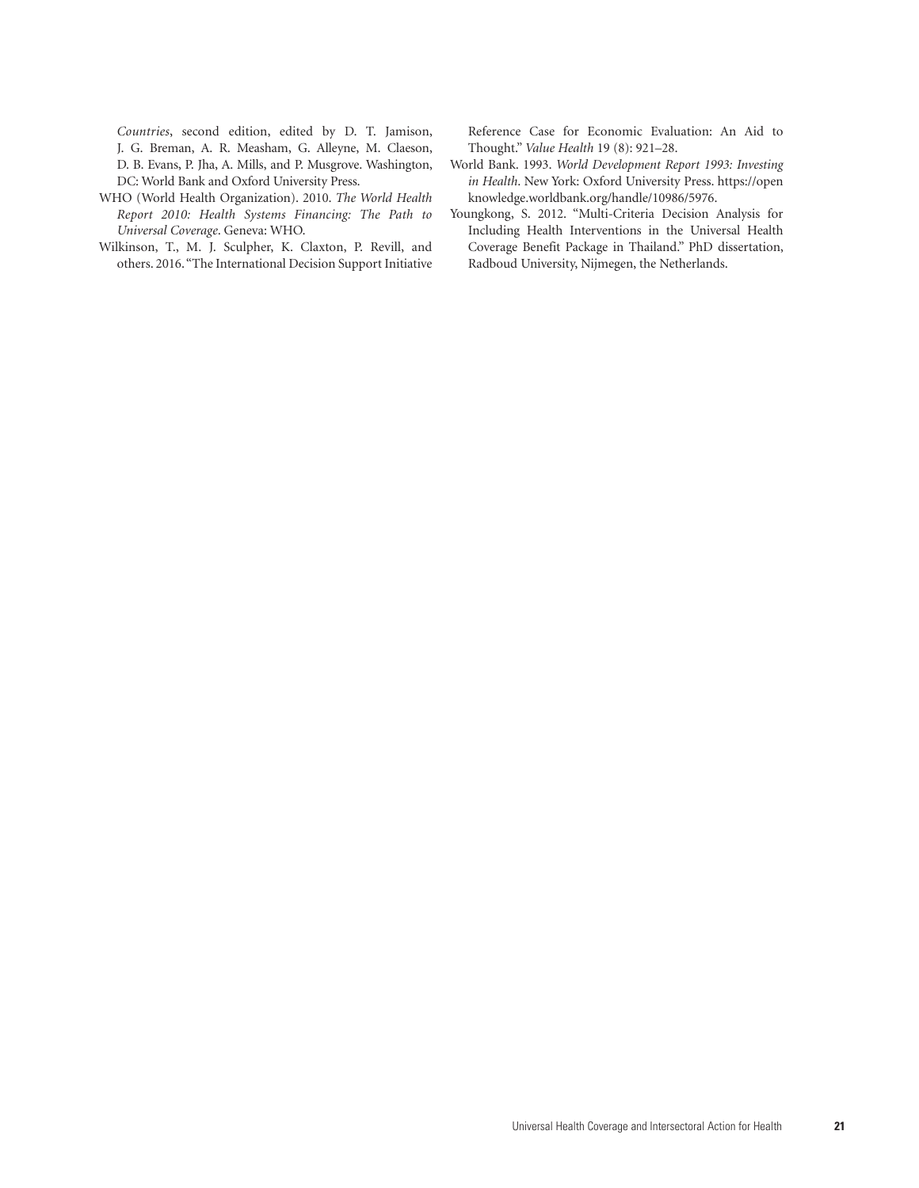*Countries*, second edition, edited by D. T. Jamison, J. G. Breman, A. R. Measham, G. Alleyne, M. Claeson, D. B. Evans, P. Jha, A. Mills, and P. Musgrove. Washington, DC: World Bank and Oxford University Press.

WHO (World Health Organization). 2010. *The World Health Report 2010: Health Systems Financing: The Path to Universal Coverage*. Geneva: WHO.

Wilkinson, T., M. J. Sculpher, K. Claxton, P. Revill, and others. 2016. "The International Decision Support Initiative Reference Case for Economic Evaluation: An Aid to Thought." *Value Health* 19 (8): 921–28.

World Bank. 1993. *World Development Report 1993: Investing in Health*. New York: Oxford University Press. https://openknowledge.worldbank.org/handle/10986/5976.

Youngkong, S. 2012. "Multi-Criteria Decision Analysis for Including Health Interventions in the Universal Health Coverage Benefit Package in Thailand." PhD dissertation, Radboud University, Nijmegen, the Netherlands.